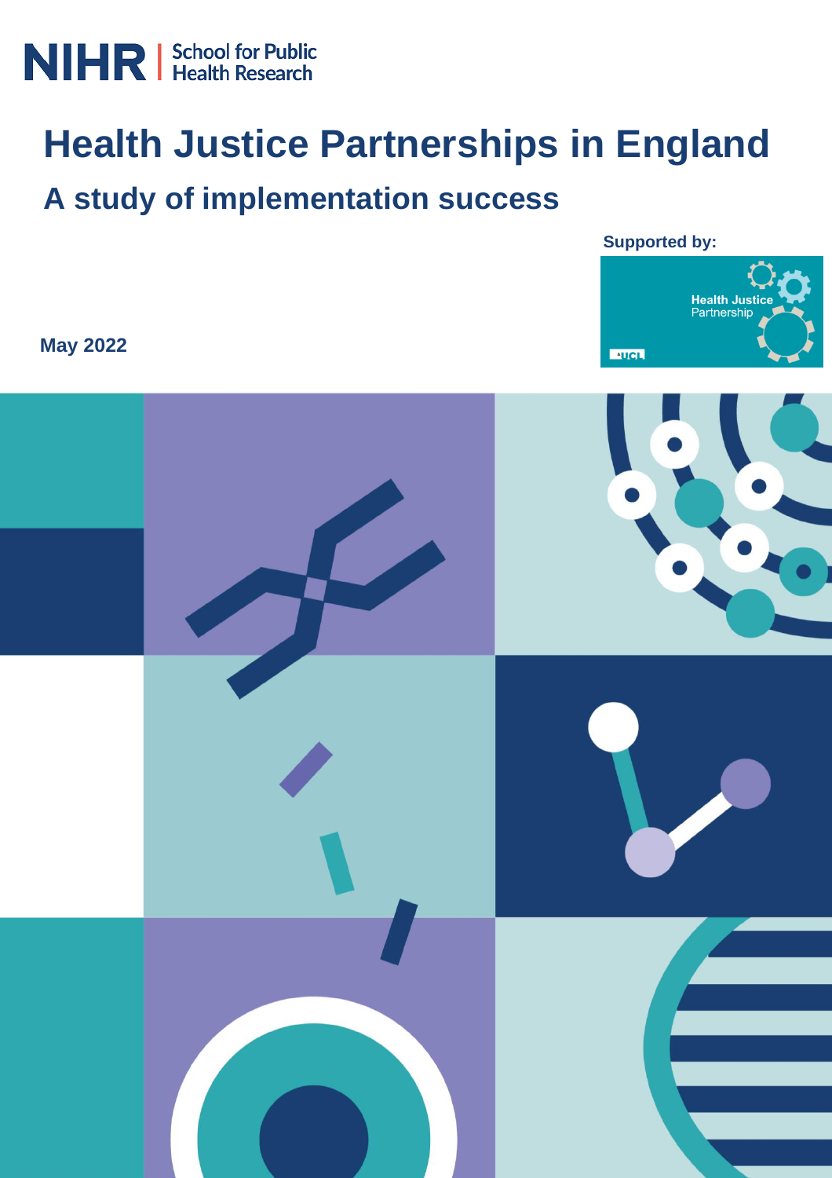NIHR | School for Public Health Research

# Health Justice Partnerships in England

## A study of implementation success

Supported by:

Health Justice Partnership

UCL

May 2022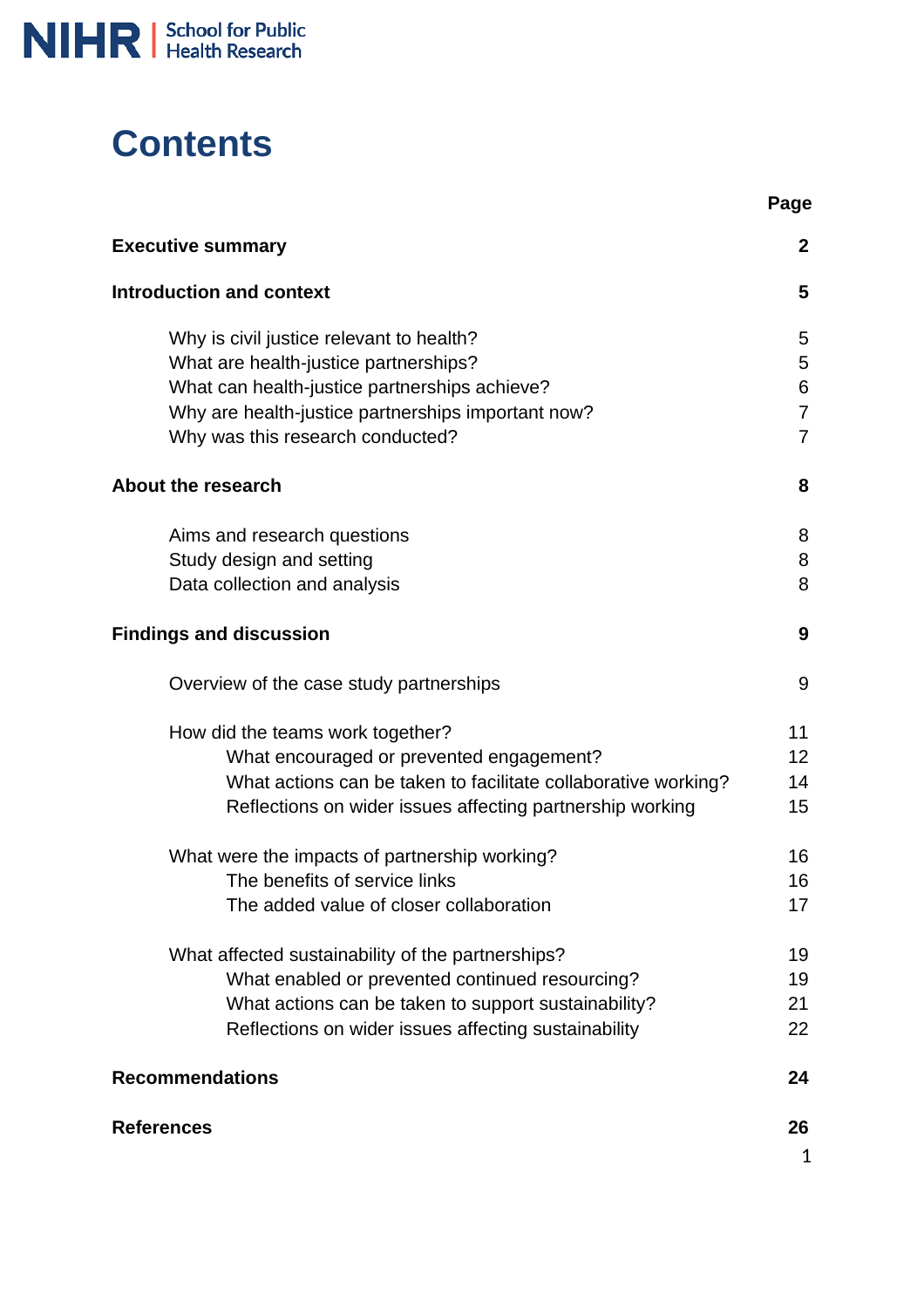# Contents

| | Page |
|---|---|
| **Executive summary** | **2** |
| **Introduction and context** | **5** |
| Why is civil justice relevant to health? | 5 |
| What are health-justice partnerships? | 5 |
| What can health-justice partnerships achieve? | 6 |
| Why are health-justice partnerships important now? | 7 |
| Why was this research conducted? | 7 |
| **About the research** | **8** |
| Aims and research questions | 8 |
| Study design and setting | 8 |
| Data collection and analysis | 8 |
| **Findings and discussion** | **9** |
| Overview of the case study partnerships | 9 |
| How did the teams work together? | 11 |
| What encouraged or prevented engagement? | 12 |
| What actions can be taken to facilitate collaborative working? | 14 |
| Reflections on wider issues affecting partnership working | 15 |
| What were the impacts of partnership working? | 16 |
| The benefits of service links | 16 |
| The added value of closer collaboration | 17 |
| What affected sustainability of the partnerships? | 19 |
| What enabled or prevented continued resourcing? | 19 |
| What actions can be taken to support sustainability? | 21 |
| Reflections on wider issues affecting sustainability | 22 |
| **Recommendations** | **24** |
| **References** | **26** |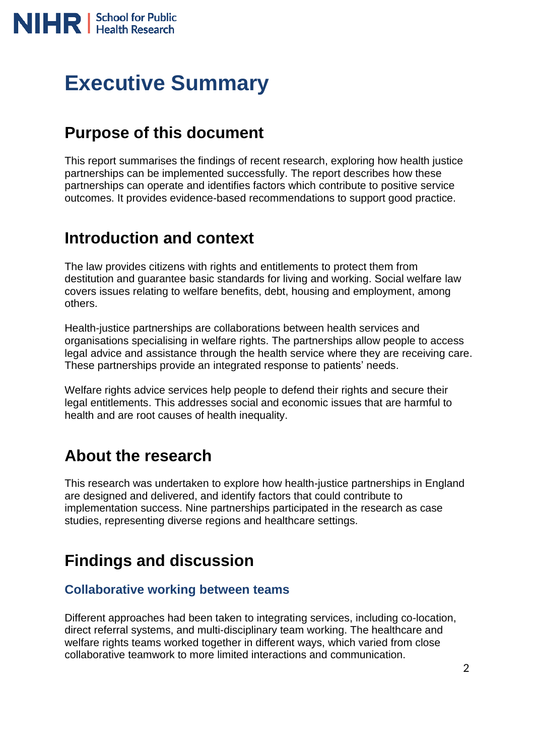# Executive Summary

## Purpose of this document

This report summarises the findings of recent research, exploring how health justice partnerships can be implemented successfully. The report describes how these partnerships can operate and identifies factors which contribute to positive service outcomes. It provides evidence-based recommendations to support good practice.

## Introduction and context

The law provides citizens with rights and entitlements to protect them from destitution and guarantee basic standards for living and working. Social welfare law covers issues relating to welfare benefits, debt, housing and employment, among others.

Health-justice partnerships are collaborations between health services and organisations specialising in welfare rights. The partnerships allow people to access legal advice and assistance through the health service where they are receiving care. These partnerships provide an integrated response to patients' needs.

Welfare rights advice services help people to defend their rights and secure their legal entitlements. This addresses social and economic issues that are harmful to health and are root causes of health inequality.

## About the research

This research was undertaken to explore how health-justice partnerships in England are designed and delivered, and identify factors that could contribute to implementation success. Nine partnerships participated in the research as case studies, representing diverse regions and healthcare settings.

## Findings and discussion

### Collaborative working between teams

Different approaches had been taken to integrating services, including co-location, direct referral systems, and multi-disciplinary team working. The healthcare and welfare rights teams worked together in different ways, which varied from close collaborative teamwork to more limited interactions and communication.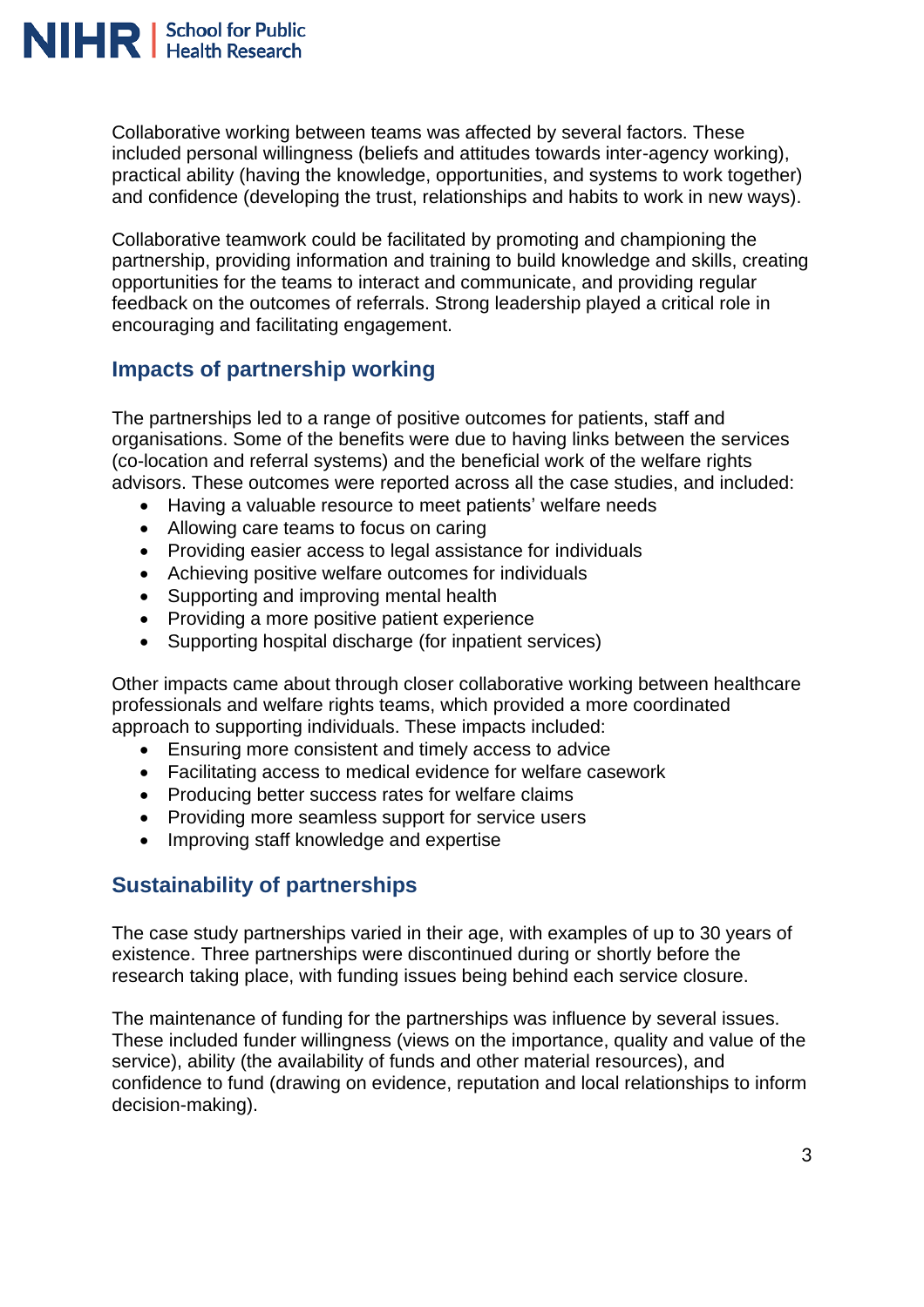Collaborative working between teams was affected by several factors. These included personal willingness (beliefs and attitudes towards inter-agency working), practical ability (having the knowledge, opportunities, and systems to work together) and confidence (developing the trust, relationships and habits to work in new ways).

Collaborative teamwork could be facilitated by promoting and championing the partnership, providing information and training to build knowledge and skills, creating opportunities for the teams to interact and communicate, and providing regular feedback on the outcomes of referrals. Strong leadership played a critical role in encouraging and facilitating engagement.

## Impacts of partnership working

The partnerships led to a range of positive outcomes for patients, staff and organisations. Some of the benefits were due to having links between the services (co-location and referral systems) and the beneficial work of the welfare rights advisors. These outcomes were reported across all the case studies, and included:

- Having a valuable resource to meet patients' welfare needs
- Allowing care teams to focus on caring
- Providing easier access to legal assistance for individuals
- Achieving positive welfare outcomes for individuals
- Supporting and improving mental health
- Providing a more positive patient experience
- Supporting hospital discharge (for inpatient services)

Other impacts came about through closer collaborative working between healthcare professionals and welfare rights teams, which provided a more coordinated approach to supporting individuals. These impacts included:

- Ensuring more consistent and timely access to advice
- Facilitating access to medical evidence for welfare casework
- Producing better success rates for welfare claims
- Providing more seamless support for service users
- Improving staff knowledge and expertise

## Sustainability of partnerships

The case study partnerships varied in their age, with examples of up to 30 years of existence. Three partnerships were discontinued during or shortly before the research taking place, with funding issues being behind each service closure.

The maintenance of funding for the partnerships was influence by several issues. These included funder willingness (views on the importance, quality and value of the service), ability (the availability of funds and other material resources), and confidence to fund (drawing on evidence, reputation and local relationships to inform decision-making).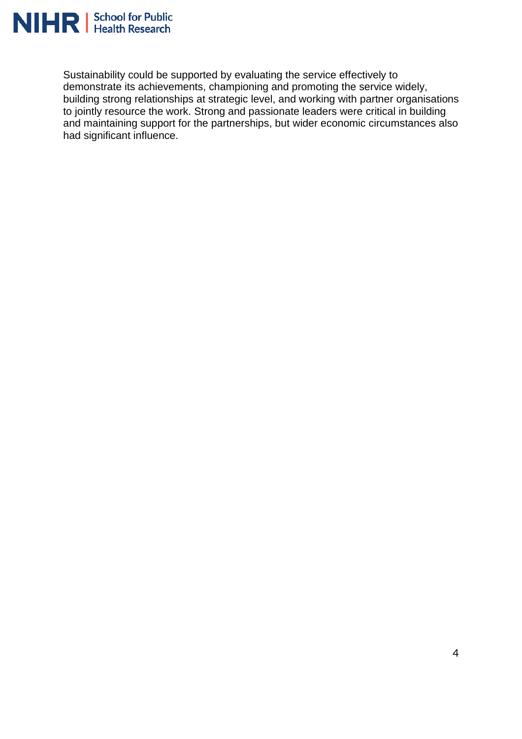Sustainability could be supported by evaluating the service effectively to demonstrate its achievements, championing and promoting the service widely, building strong relationships at strategic level, and working with partner organisations to jointly resource the work. Strong and passionate leaders were critical in building and maintaining support for the partnerships, but wider economic circumstances also had significant influence.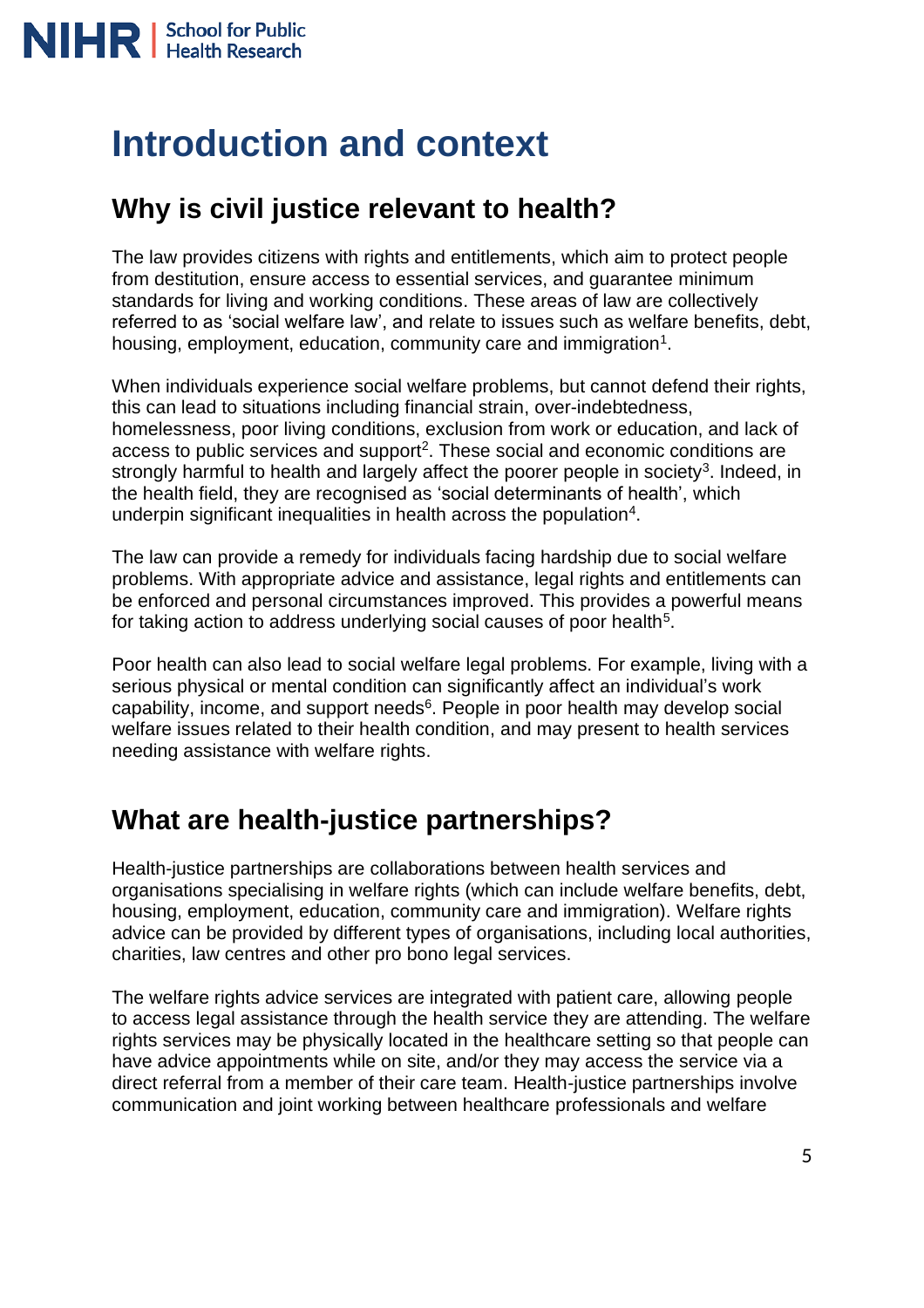# Introduction and context

## Why is civil justice relevant to health?

The law provides citizens with rights and entitlements, which aim to protect people from destitution, ensure access to essential services, and guarantee minimum standards for living and working conditions. These areas of law are collectively referred to as 'social welfare law', and relate to issues such as welfare benefits, debt, housing, employment, education, community care and immigration[1].

When individuals experience social welfare problems, but cannot defend their rights, this can lead to situations including financial strain, over-indebtedness, homelessness, poor living conditions, exclusion from work or education, and lack of access to public services and support[2]. These social and economic conditions are strongly harmful to health and largely affect the poorer people in society[3]. Indeed, in the health field, they are recognised as 'social determinants of health', which underpin significant inequalities in health across the population[4].

The law can provide a remedy for individuals facing hardship due to social welfare problems. With appropriate advice and assistance, legal rights and entitlements can be enforced and personal circumstances improved. This provides a powerful means for taking action to address underlying social causes of poor health[5].

Poor health can also lead to social welfare legal problems. For example, living with a serious physical or mental condition can significantly affect an individual's work capability, income, and support needs[6]. People in poor health may develop social welfare issues related to their health condition, and may present to health services needing assistance with welfare rights.

## What are health-justice partnerships?

Health-justice partnerships are collaborations between health services and organisations specialising in welfare rights (which can include welfare benefits, debt, housing, employment, education, community care and immigration). Welfare rights advice can be provided by different types of organisations, including local authorities, charities, law centres and other pro bono legal services.

The welfare rights advice services are integrated with patient care, allowing people to access legal assistance through the health service they are attending. The welfare rights services may be physically located in the healthcare setting so that people can have advice appointments while on site, and/or they may access the service via a direct referral from a member of their care team. Health-justice partnerships involve communication and joint working between healthcare professionals and welfare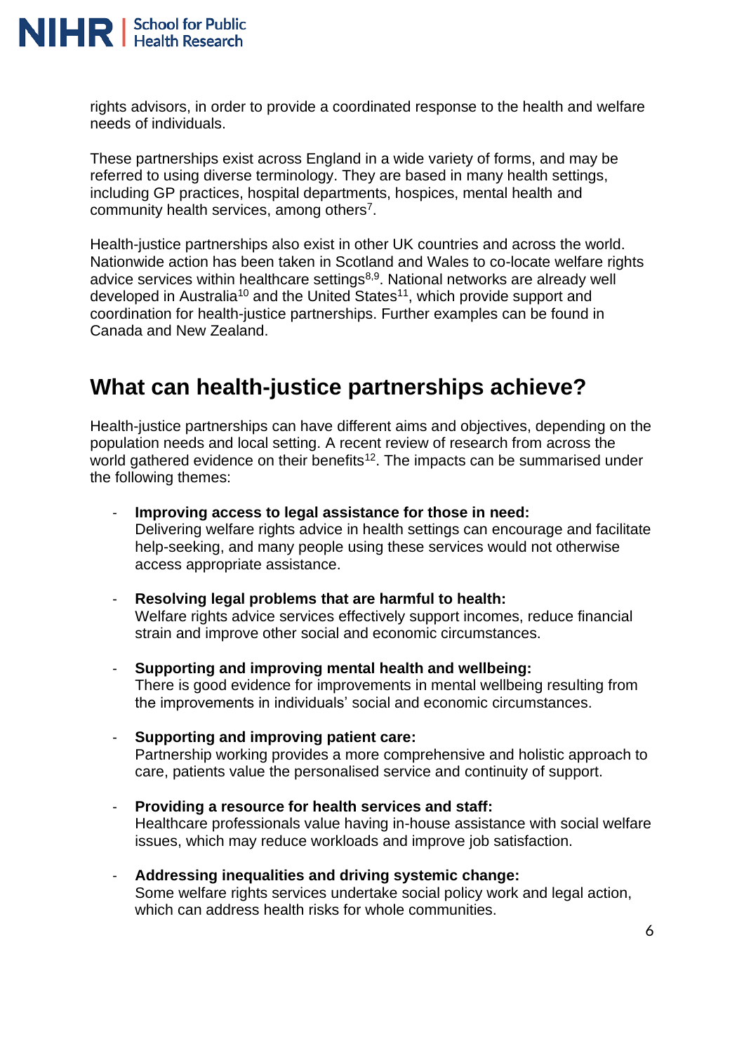rights advisors, in order to provide a coordinated response to the health and welfare needs of individuals.

These partnerships exist across England in a wide variety of forms, and may be referred to using diverse terminology. They are based in many health settings, including GP practices, hospital departments, hospices, mental health and community health services, among others[7].

Health-justice partnerships also exist in other UK countries and across the world. Nationwide action has been taken in Scotland and Wales to co-locate welfare rights advice services within healthcare settings[8,9]. National networks are already well developed in Australia[10] and the United States[11], which provide support and coordination for health-justice partnerships. Further examples can be found in Canada and New Zealand.

## What can health-justice partnerships achieve?

Health-justice partnerships can have different aims and objectives, depending on the population needs and local setting. A recent review of research from across the world gathered evidence on their benefits[12]. The impacts can be summarised under the following themes:

- **Improving access to legal assistance for those in need:** Delivering welfare rights advice in health settings can encourage and facilitate help-seeking, and many people using these services would not otherwise access appropriate assistance.

- **Resolving legal problems that are harmful to health:** Welfare rights advice services effectively support incomes, reduce financial strain and improve other social and economic circumstances.

- **Supporting and improving mental health and wellbeing:** There is good evidence for improvements in mental wellbeing resulting from the improvements in individuals' social and economic circumstances.

- **Supporting and improving patient care:** Partnership working provides a more comprehensive and holistic approach to care, patients value the personalised service and continuity of support.

- **Providing a resource for health services and staff:** Healthcare professionals value having in-house assistance with social welfare issues, which may reduce workloads and improve job satisfaction.

- **Addressing inequalities and driving systemic change:** Some welfare rights services undertake social policy work and legal action, which can address health risks for whole communities.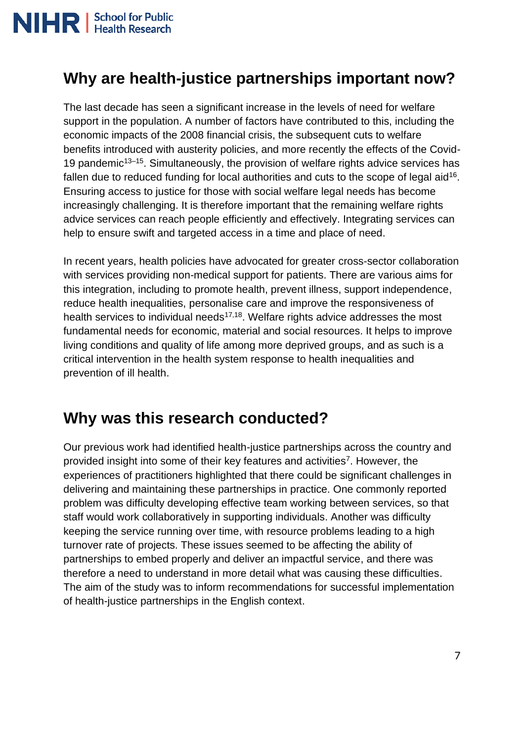## Why are health-justice partnerships important now?

The last decade has seen a significant increase in the levels of need for welfare support in the population. A number of factors have contributed to this, including the economic impacts of the 2008 financial crisis, the subsequent cuts to welfare benefits introduced with austerity policies, and more recently the effects of the Covid-19 pandemic[13–15]. Simultaneously, the provision of welfare rights advice services has fallen due to reduced funding for local authorities and cuts to the scope of legal aid[16]. Ensuring access to justice for those with social welfare legal needs has become increasingly challenging. It is therefore important that the remaining welfare rights advice services can reach people efficiently and effectively. Integrating services can help to ensure swift and targeted access in a time and place of need.

In recent years, health policies have advocated for greater cross-sector collaboration with services providing non-medical support for patients. There are various aims for this integration, including to promote health, prevent illness, support independence, reduce health inequalities, personalise care and improve the responsiveness of health services to individual needs[17,18]. Welfare rights advice addresses the most fundamental needs for economic, material and social resources. It helps to improve living conditions and quality of life among more deprived groups, and as such is a critical intervention in the health system response to health inequalities and prevention of ill health.

## Why was this research conducted?

Our previous work had identified health-justice partnerships across the country and provided insight into some of their key features and activities[7]. However, the experiences of practitioners highlighted that there could be significant challenges in delivering and maintaining these partnerships in practice. One commonly reported problem was difficulty developing effective team working between services, so that staff would work collaboratively in supporting individuals. Another was difficulty keeping the service running over time, with resource problems leading to a high turnover rate of projects. These issues seemed to be affecting the ability of partnerships to embed properly and deliver an impactful service, and there was therefore a need to understand in more detail what was causing these difficulties. The aim of the study was to inform recommendations for successful implementation of health-justice partnerships in the English context.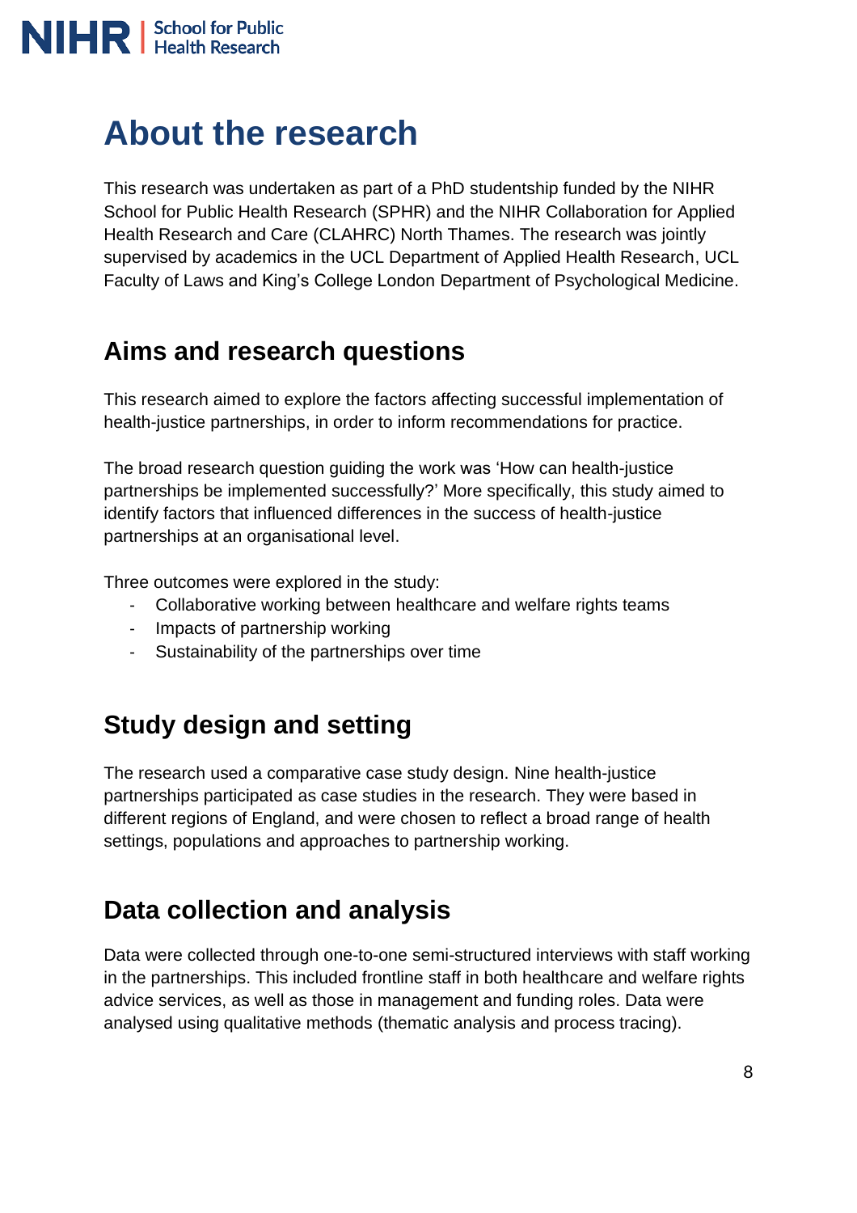# About the research

This research was undertaken as part of a PhD studentship funded by the NIHR School for Public Health Research (SPHR) and the NIHR Collaboration for Applied Health Research and Care (CLAHRC) North Thames. The research was jointly supervised by academics in the UCL Department of Applied Health Research, UCL Faculty of Laws and King's College London Department of Psychological Medicine.

## Aims and research questions

This research aimed to explore the factors affecting successful implementation of health-justice partnerships, in order to inform recommendations for practice.

The broad research question guiding the work was 'How can health-justice partnerships be implemented successfully?' More specifically, this study aimed to identify factors that influenced differences in the success of health-justice partnerships at an organisational level.

Three outcomes were explored in the study:

- Collaborative working between healthcare and welfare rights teams
- Impacts of partnership working
- Sustainability of the partnerships over time

## Study design and setting

The research used a comparative case study design. Nine health-justice partnerships participated as case studies in the research. They were based in different regions of England, and were chosen to reflect a broad range of health settings, populations and approaches to partnership working.

## Data collection and analysis

Data were collected through one-to-one semi-structured interviews with staff working in the partnerships. This included frontline staff in both healthcare and welfare rights advice services, as well as those in management and funding roles. Data were analysed using qualitative methods (thematic analysis and process tracing).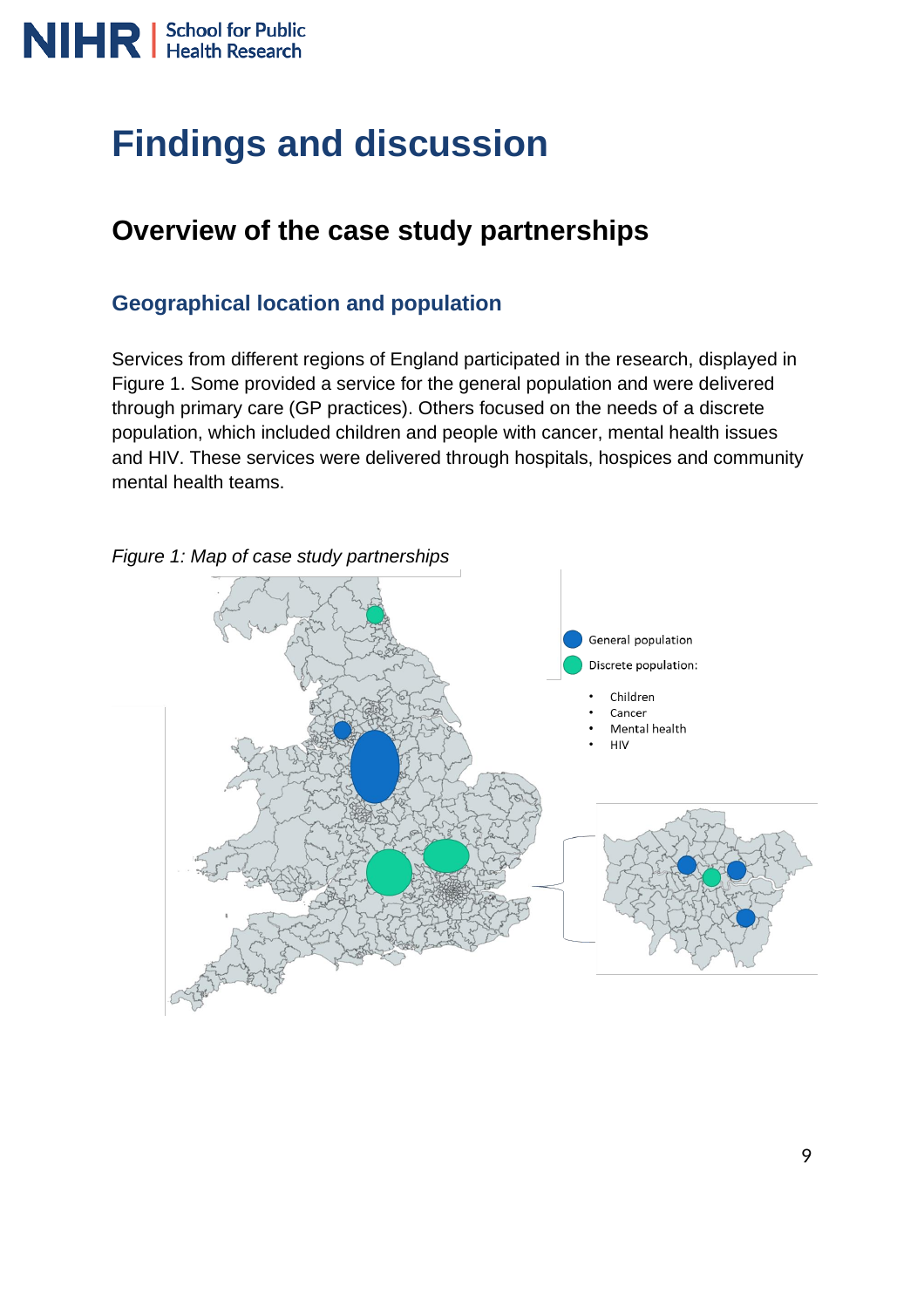# Findings and discussion

## Overview of the case study partnerships

### Geographical location and population

Services from different regions of England participated in the research, displayed in Figure 1. Some provided a service for the general population and were delivered through primary care (GP practices). Others focused on the needs of a discrete population, which included children and people with cancer, mental health issues and HIV. These services were delivered through hospitals, hospices and community mental health teams.

*Figure 1: Map of case study partnerships*

General population

Discrete population:

- Children
- Cancer
- Mental health
- HIV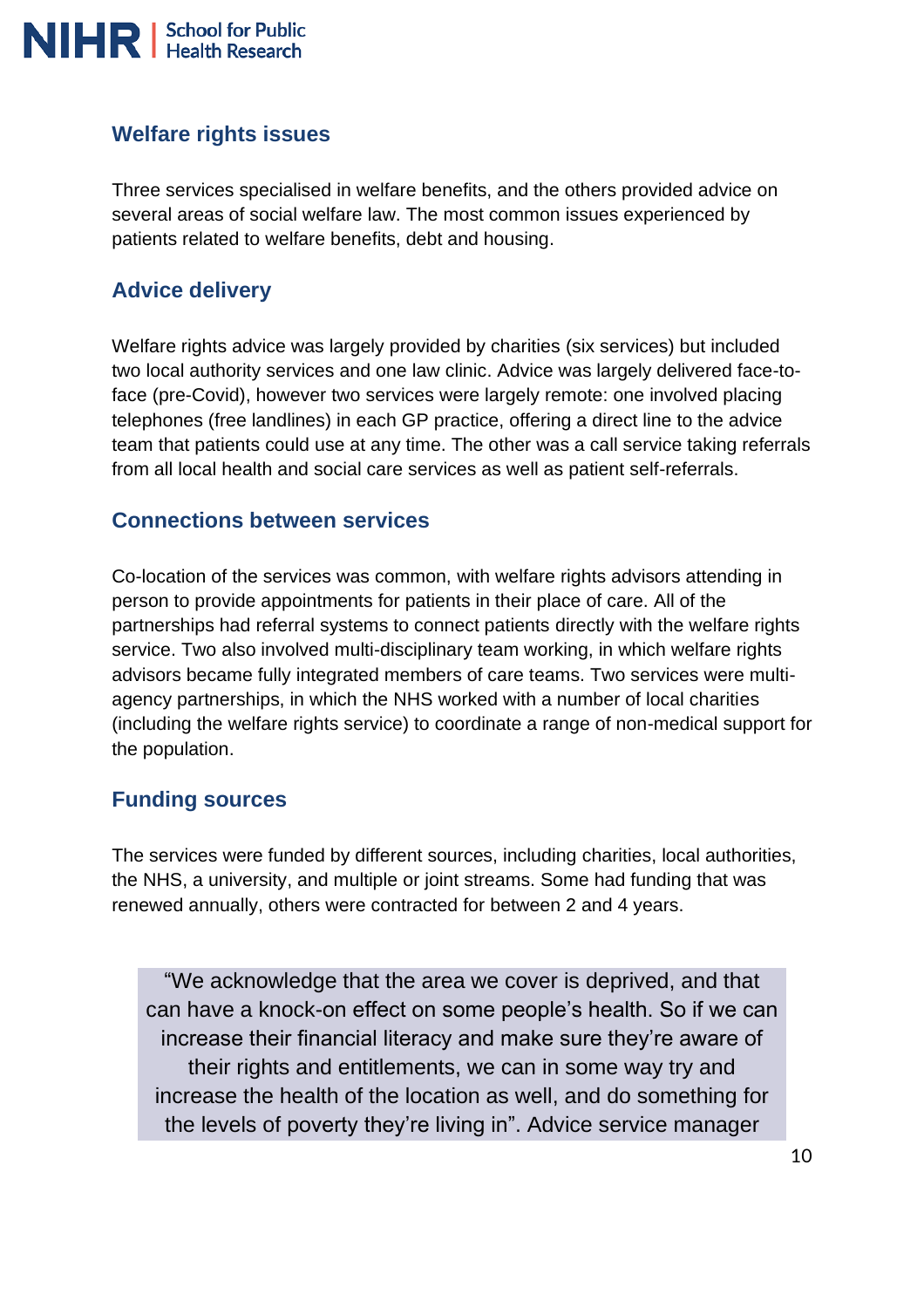## Welfare rights issues

Three services specialised in welfare benefits, and the others provided advice on several areas of social welfare law. The most common issues experienced by patients related to welfare benefits, debt and housing.

## Advice delivery

Welfare rights advice was largely provided by charities (six services) but included two local authority services and one law clinic. Advice was largely delivered face-to-face (pre-Covid), however two services were largely remote: one involved placing telephones (free landlines) in each GP practice, offering a direct line to the advice team that patients could use at any time. The other was a call service taking referrals from all local health and social care services as well as patient self-referrals.

## Connections between services

Co-location of the services was common, with welfare rights advisors attending in person to provide appointments for patients in their place of care. All of the partnerships had referral systems to connect patients directly with the welfare rights service. Two also involved multi-disciplinary team working, in which welfare rights advisors became fully integrated members of care teams. Two services were multi-agency partnerships, in which the NHS worked with a number of local charities (including the welfare rights service) to coordinate a range of non-medical support for the population.

## Funding sources

The services were funded by different sources, including charities, local authorities, the NHS, a university, and multiple or joint streams. Some had funding that was renewed annually, others were contracted for between 2 and 4 years.

> “We acknowledge that the area we cover is deprived, and that can have a knock-on effect on some people’s health. So if we can increase their financial literacy and make sure they’re aware of their rights and entitlements, we can in some way try and increase the health of the location as well, and do something for the levels of poverty they’re living in”. Advice service manager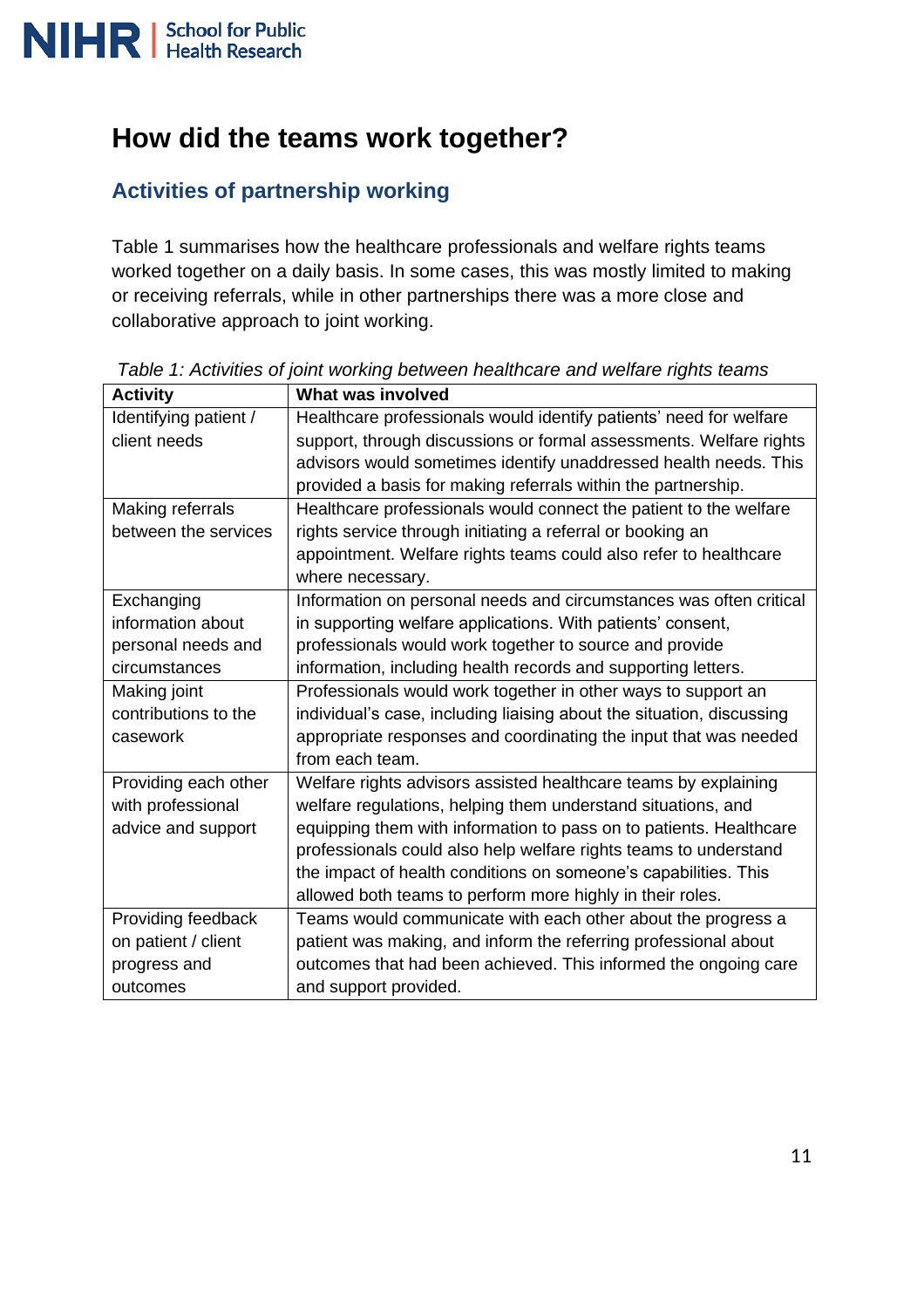# How did the teams work together?

## Activities of partnership working

Table 1 summarises how the healthcare professionals and welfare rights teams worked together on a daily basis. In some cases, this was mostly limited to making or receiving referrals, while in other partnerships there was a more close and collaborative approach to joint working.

*Table 1: Activities of joint working between healthcare and welfare rights teams*

| Activity | What was involved |
|---|---|
| Identifying patient / client needs | Healthcare professionals would identify patients' need for welfare support, through discussions or formal assessments. Welfare rights advisors would sometimes identify unaddressed health needs. This provided a basis for making referrals within the partnership. |
| Making referrals between the services | Healthcare professionals would connect the patient to the welfare rights service through initiating a referral or booking an appointment. Welfare rights teams could also refer to healthcare where necessary. |
| Exchanging information about personal needs and circumstances | Information on personal needs and circumstances was often critical in supporting welfare applications. With patients' consent, professionals would work together to source and provide information, including health records and supporting letters. |
| Making joint contributions to the casework | Professionals would work together in other ways to support an individual's case, including liaising about the situation, discussing appropriate responses and coordinating the input that was needed from each team. |
| Providing each other with professional advice and support | Welfare rights advisors assisted healthcare teams by explaining welfare regulations, helping them understand situations, and equipping them with information to pass on to patients. Healthcare professionals could also help welfare rights teams to understand the impact of health conditions on someone's capabilities. This allowed both teams to perform more highly in their roles. |
| Providing feedback on patient / client progress and outcomes | Teams would communicate with each other about the progress a patient was making, and inform the referring professional about outcomes that had been achieved. This informed the ongoing care and support provided. |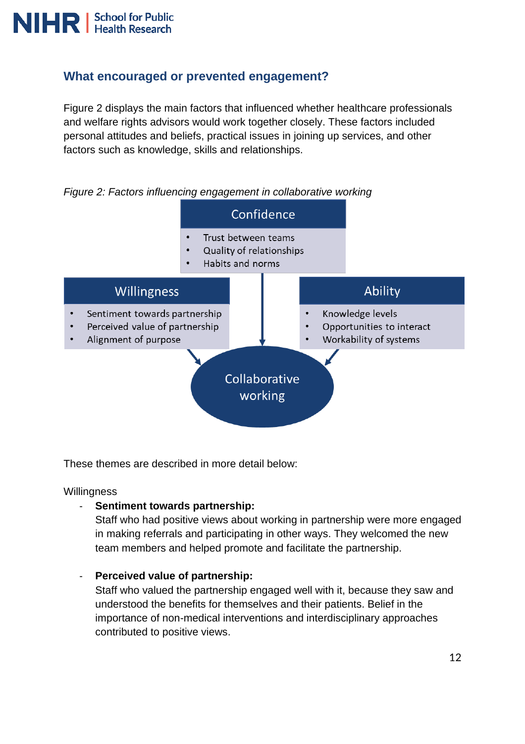## What encouraged or prevented engagement?

Figure 2 displays the main factors that influenced whether healthcare professionals and welfare rights advisors would work together closely. These factors included personal attitudes and beliefs, practical issues in joining up services, and other factors such as knowledge, skills and relationships.

*Figure 2: Factors influencing engagement in collaborative working*

Confidence
- Trust between teams
- Quality of relationships
- Habits and norms

Willingness
- Sentiment towards partnership
- Perceived value of partnership
- Alignment of purpose

Ability
- Knowledge levels
- Opportunities to interact
- Workability of systems

Collaborative working

These themes are described in more detail below:

Willingness

- **Sentiment towards partnership:**
  Staff who had positive views about working in partnership were more engaged in making referrals and participating in other ways. They welcomed the new team members and helped promote and facilitate the partnership.

- **Perceived value of partnership:**
  Staff who valued the partnership engaged well with it, because they saw and understood the benefits for themselves and their patients. Belief in the importance of non-medical interventions and interdisciplinary approaches contributed to positive views.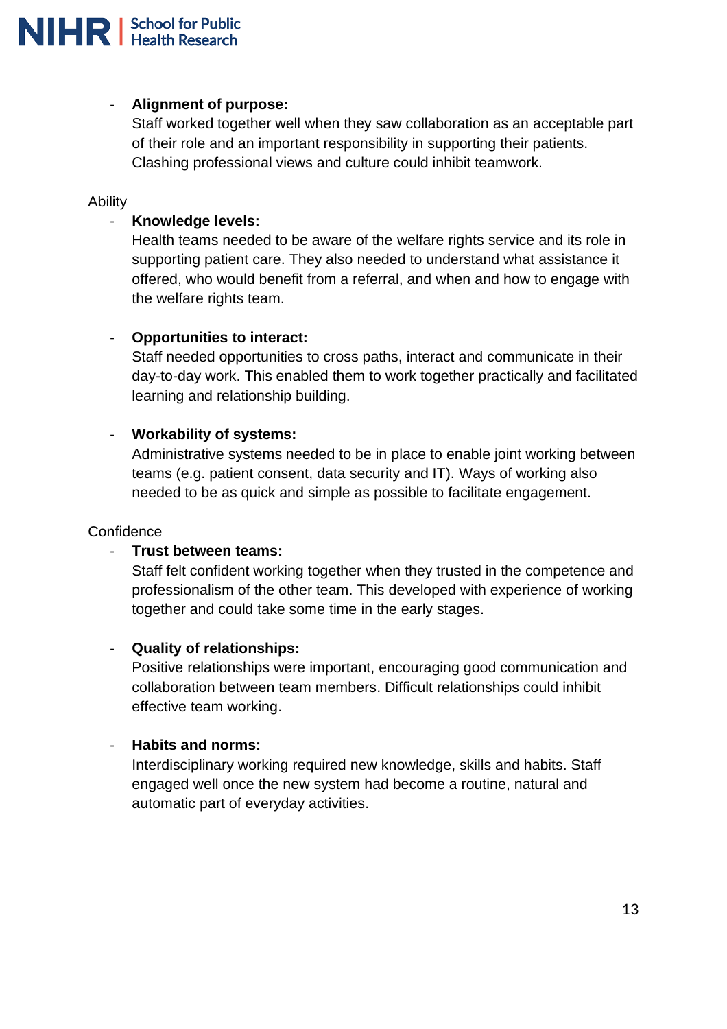- **Alignment of purpose:**
  Staff worked together well when they saw collaboration as an acceptable part of their role and an important responsibility in supporting their patients. Clashing professional views and culture could inhibit teamwork.

Ability

- **Knowledge levels:**
  Health teams needed to be aware of the welfare rights service and its role in supporting patient care. They also needed to understand what assistance it offered, who would benefit from a referral, and when and how to engage with the welfare rights team.

- **Opportunities to interact:**
  Staff needed opportunities to cross paths, interact and communicate in their day-to-day work. This enabled them to work together practically and facilitated learning and relationship building.

- **Workability of systems:**
  Administrative systems needed to be in place to enable joint working between teams (e.g. patient consent, data security and IT). Ways of working also needed to be as quick and simple as possible to facilitate engagement.

Confidence

- **Trust between teams:**
  Staff felt confident working together when they trusted in the competence and professionalism of the other team. This developed with experience of working together and could take some time in the early stages.

- **Quality of relationships:**
  Positive relationships were important, encouraging good communication and collaboration between team members. Difficult relationships could inhibit effective team working.

- **Habits and norms:**
  Interdisciplinary working required new knowledge, skills and habits. Staff engaged well once the new system had become a routine, natural and automatic part of everyday activities.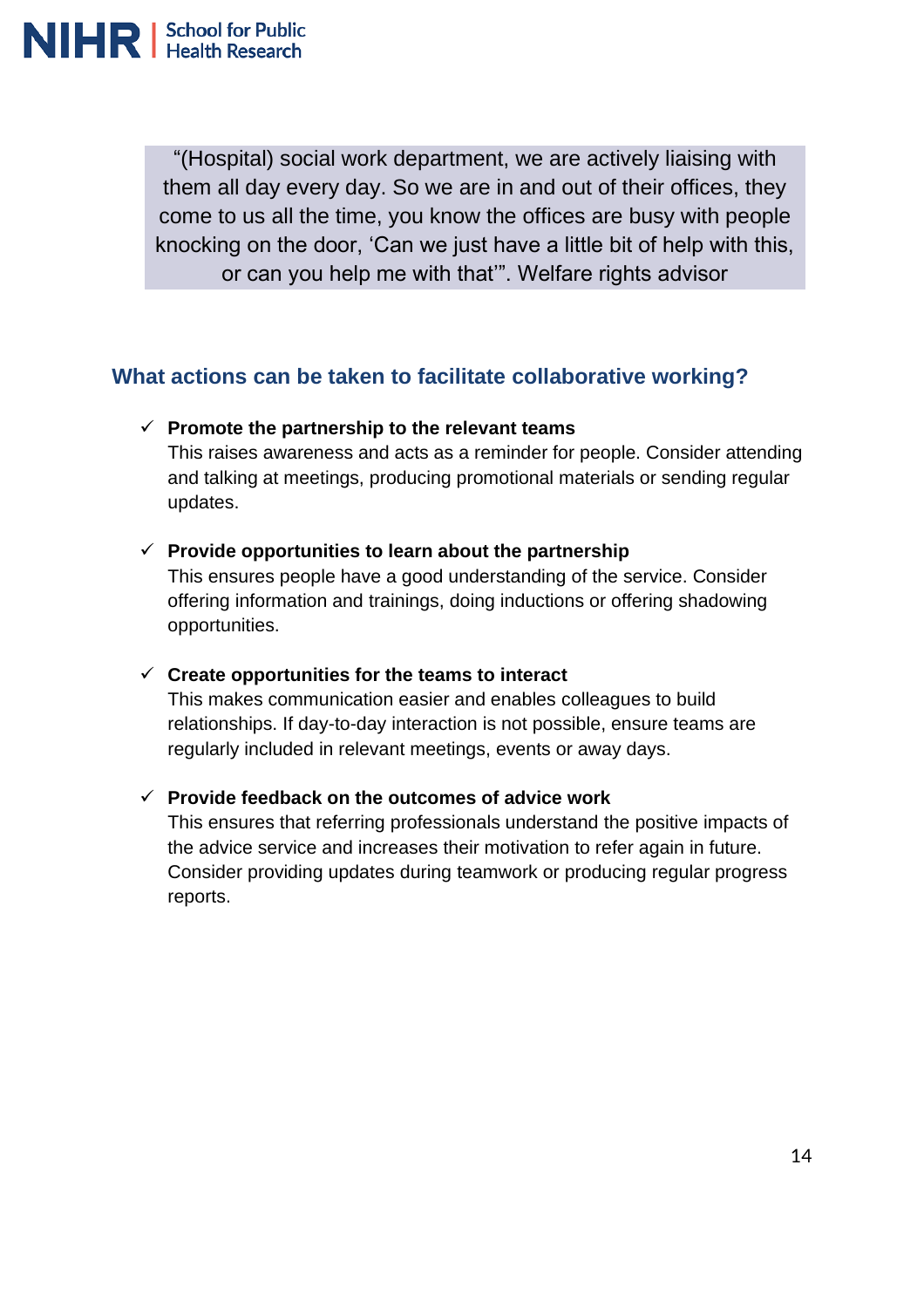> "(Hospital) social work department, we are actively liaising with them all day every day. So we are in and out of their offices, they come to us all the time, you know the offices are busy with people knocking on the door, 'Can we just have a little bit of help with this, or can you help me with that'". Welfare rights advisor

## What actions can be taken to facilitate collaborative working?

- ✓ **Promote the partnership to the relevant teams**
  This raises awareness and acts as a reminder for people. Consider attending and talking at meetings, producing promotional materials or sending regular updates.

- ✓ **Provide opportunities to learn about the partnership**
  This ensures people have a good understanding of the service. Consider offering information and trainings, doing inductions or offering shadowing opportunities.

- ✓ **Create opportunities for the teams to interact**
  This makes communication easier and enables colleagues to build relationships. If day-to-day interaction is not possible, ensure teams are regularly included in relevant meetings, events or away days.

- ✓ **Provide feedback on the outcomes of advice work**
  This ensures that referring professionals understand the positive impacts of the advice service and increases their motivation to refer again in future. Consider providing updates during teamwork or producing regular progress reports.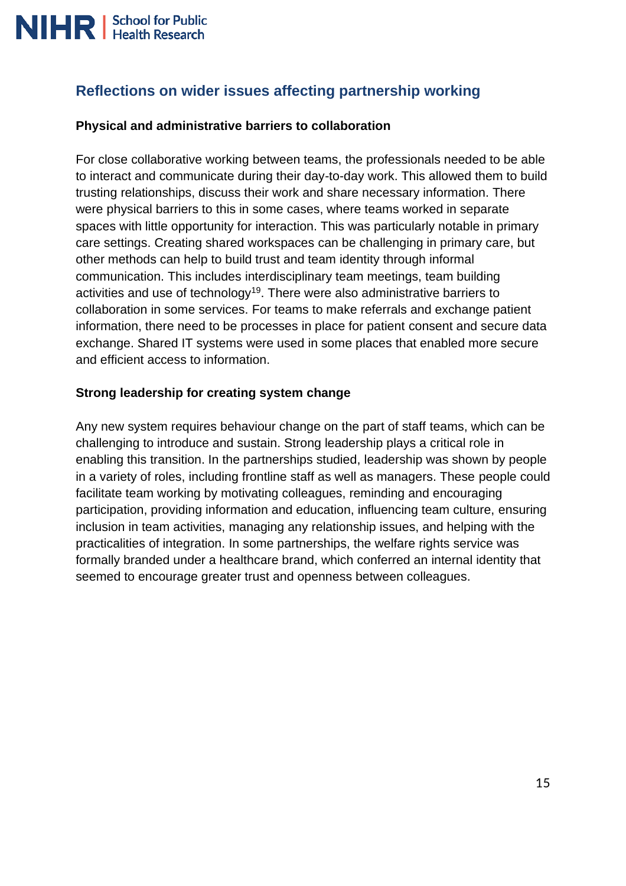## Reflections on wider issues affecting partnership working

### Physical and administrative barriers to collaboration

For close collaborative working between teams, the professionals needed to be able to interact and communicate during their day-to-day work. This allowed them to build trusting relationships, discuss their work and share necessary information. There were physical barriers to this in some cases, where teams worked in separate spaces with little opportunity for interaction. This was particularly notable in primary care settings. Creating shared workspaces can be challenging in primary care, but other methods can help to build trust and team identity through informal communication. This includes interdisciplinary team meetings, team building activities and use of technology[19]. There were also administrative barriers to collaboration in some services. For teams to make referrals and exchange patient information, there need to be processes in place for patient consent and secure data exchange. Shared IT systems were used in some places that enabled more secure and efficient access to information.

### Strong leadership for creating system change

Any new system requires behaviour change on the part of staff teams, which can be challenging to introduce and sustain. Strong leadership plays a critical role in enabling this transition. In the partnerships studied, leadership was shown by people in a variety of roles, including frontline staff as well as managers. These people could facilitate team working by motivating colleagues, reminding and encouraging participation, providing information and education, influencing team culture, ensuring inclusion in team activities, managing any relationship issues, and helping with the practicalities of integration. In some partnerships, the welfare rights service was formally branded under a healthcare brand, which conferred an internal identity that seemed to encourage greater trust and openness between colleagues.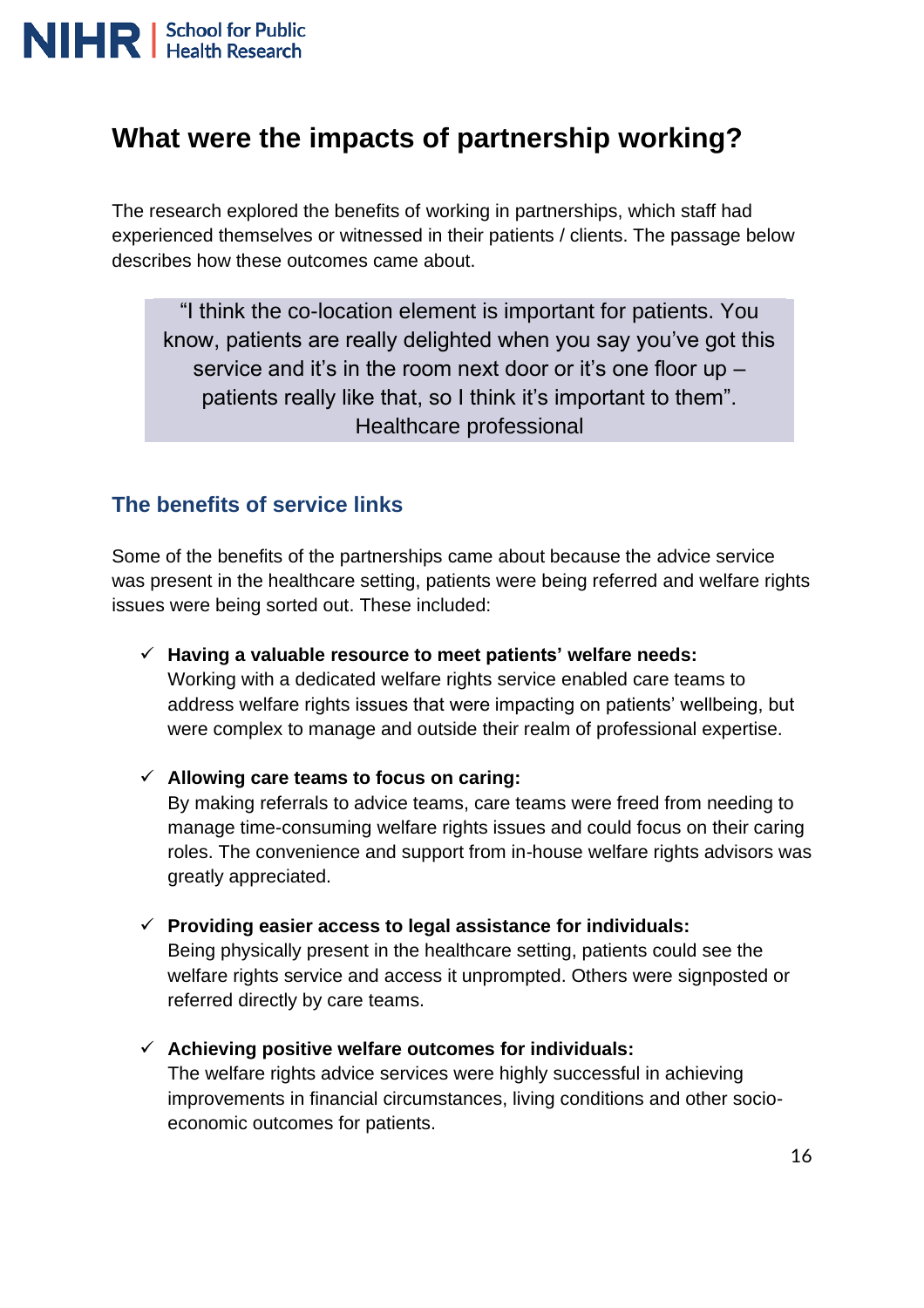## What were the impacts of partnership working?

The research explored the benefits of working in partnerships, which staff had experienced themselves or witnessed in their patients / clients. The passage below describes how these outcomes came about.

> "I think the co-location element is important for patients. You know, patients are really delighted when you say you've got this service and it's in the room next door or it's one floor up – patients really like that, so I think it's important to them".
> Healthcare professional

### The benefits of service links

Some of the benefits of the partnerships came about because the advice service was present in the healthcare setting, patients were being referred and welfare rights issues were being sorted out. These included:

- ✓ **Having a valuable resource to meet patients' welfare needs:**
  Working with a dedicated welfare rights service enabled care teams to address welfare rights issues that were impacting on patients' wellbeing, but were complex to manage and outside their realm of professional expertise.

- ✓ **Allowing care teams to focus on caring:**
  By making referrals to advice teams, care teams were freed from needing to manage time-consuming welfare rights issues and could focus on their caring roles. The convenience and support from in-house welfare rights advisors was greatly appreciated.

- ✓ **Providing easier access to legal assistance for individuals:**
  Being physically present in the healthcare setting, patients could see the welfare rights service and access it unprompted. Others were signposted or referred directly by care teams.

- ✓ **Achieving positive welfare outcomes for individuals:**
  The welfare rights advice services were highly successful in achieving improvements in financial circumstances, living conditions and other socio-economic outcomes for patients.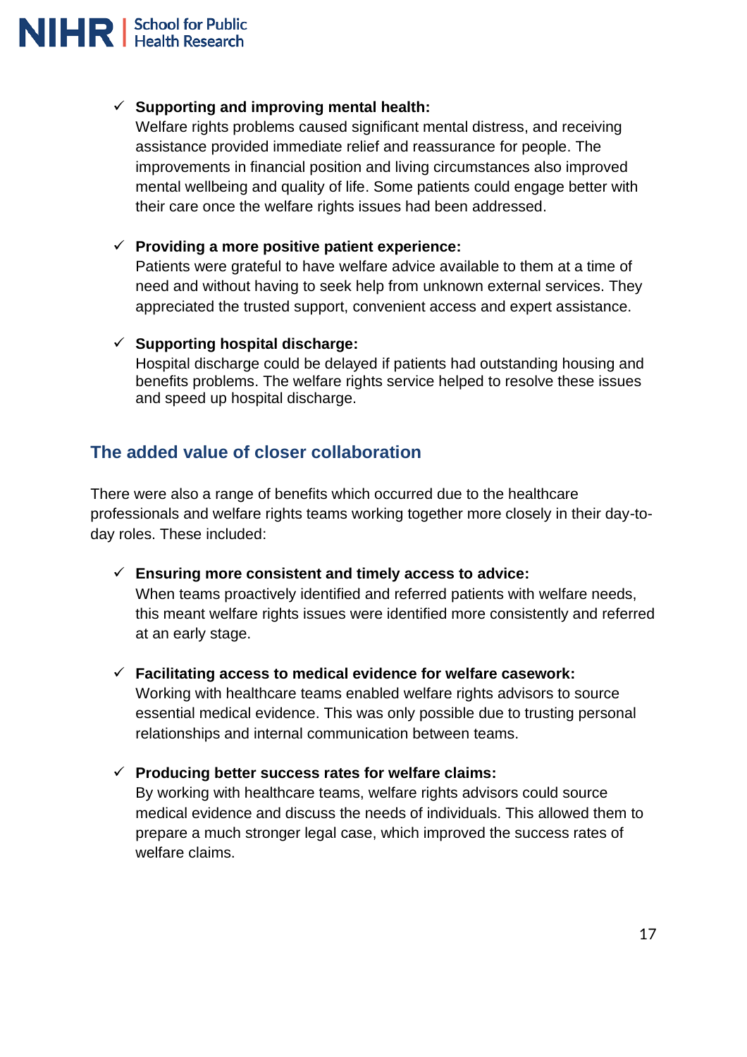- ✓ **Supporting and improving mental health:**
  Welfare rights problems caused significant mental distress, and receiving assistance provided immediate relief and reassurance for people. The improvements in financial position and living circumstances also improved mental wellbeing and quality of life. Some patients could engage better with their care once the welfare rights issues had been addressed.

- ✓ **Providing a more positive patient experience:**
  Patients were grateful to have welfare advice available to them at a time of need and without having to seek help from unknown external services. They appreciated the trusted support, convenient access and expert assistance.

- ✓ **Supporting hospital discharge:**
  Hospital discharge could be delayed if patients had outstanding housing and benefits problems. The welfare rights service helped to resolve these issues and speed up hospital discharge.

## The added value of closer collaboration

There were also a range of benefits which occurred due to the healthcare professionals and welfare rights teams working together more closely in their day-to-day roles. These included:

- ✓ **Ensuring more consistent and timely access to advice:**
  When teams proactively identified and referred patients with welfare needs, this meant welfare rights issues were identified more consistently and referred at an early stage.

- ✓ **Facilitating access to medical evidence for welfare casework:**
  Working with healthcare teams enabled welfare rights advisors to source essential medical evidence. This was only possible due to trusting personal relationships and internal communication between teams.

- ✓ **Producing better success rates for welfare claims:**
  By working with healthcare teams, welfare rights advisors could source medical evidence and discuss the needs of individuals. This allowed them to prepare a much stronger legal case, which improved the success rates of welfare claims.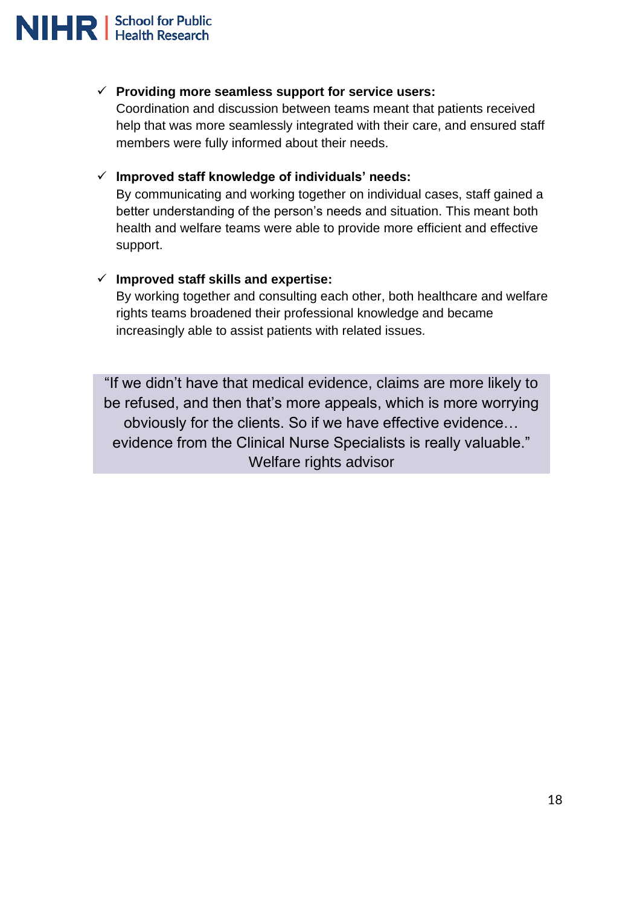- ✓ **Providing more seamless support for service users:**
  Coordination and discussion between teams meant that patients received help that was more seamlessly integrated with their care, and ensured staff members were fully informed about their needs.

- ✓ **Improved staff knowledge of individuals' needs:**
  By communicating and working together on individual cases, staff gained a better understanding of the person's needs and situation. This meant both health and welfare teams were able to provide more efficient and effective support.

- ✓ **Improved staff skills and expertise:**
  By working together and consulting each other, both healthcare and welfare rights teams broadened their professional knowledge and became increasingly able to assist patients with related issues.

> "If we didn't have that medical evidence, claims are more likely to be refused, and then that's more appeals, which is more worrying obviously for the clients. So if we have effective evidence… evidence from the Clinical Nurse Specialists is really valuable."
> Welfare rights advisor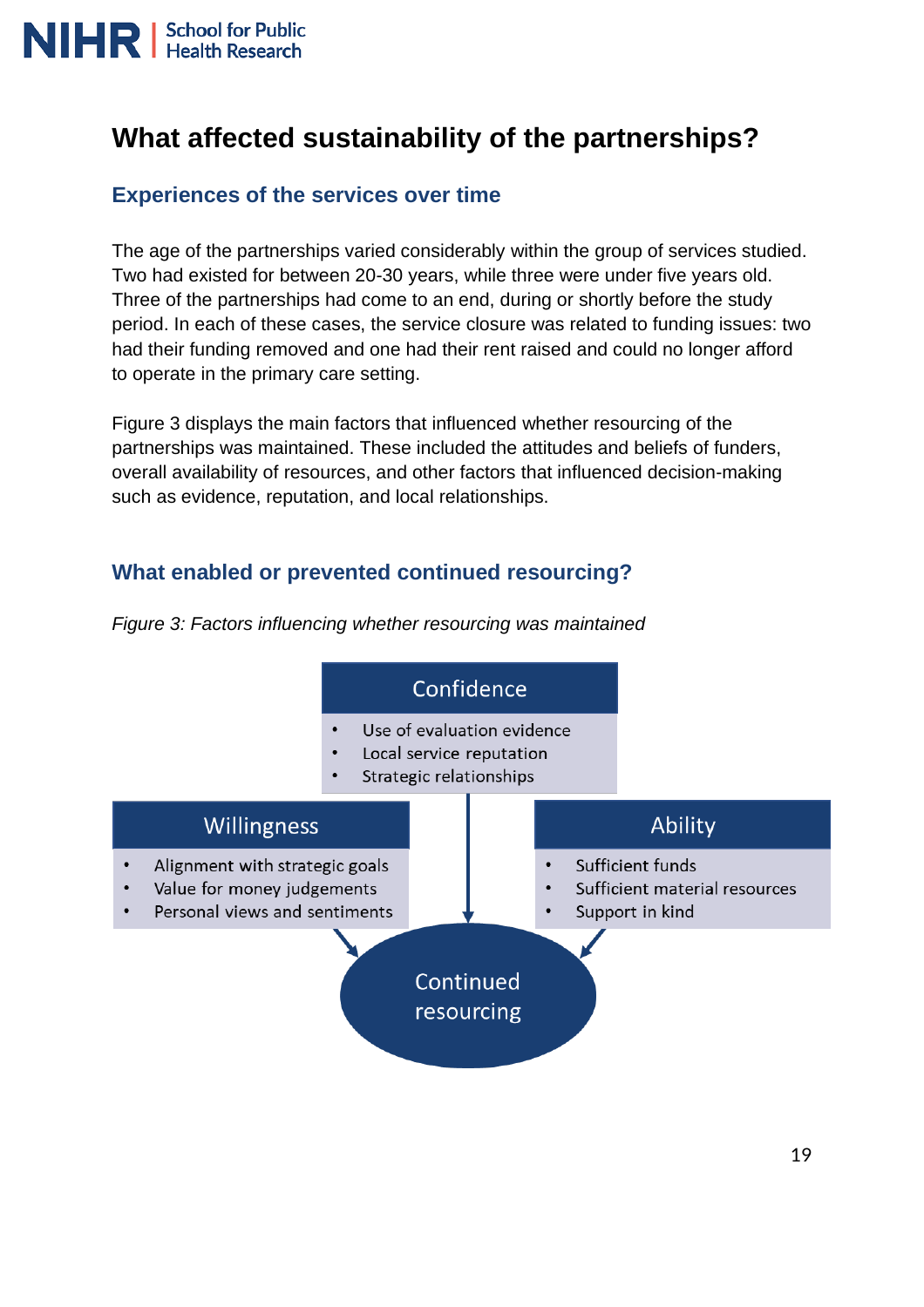## What affected sustainability of the partnerships?

### Experiences of the services over time

The age of the partnerships varied considerably within the group of services studied. Two had existed for between 20-30 years, while three were under five years old. Three of the partnerships had come to an end, during or shortly before the study period. In each of these cases, the service closure was related to funding issues: two had their funding removed and one had their rent raised and could no longer afford to operate in the primary care setting.

Figure 3 displays the main factors that influenced whether resourcing of the partnerships was maintained. These included the attitudes and beliefs of funders, overall availability of resources, and other factors that influenced decision-making such as evidence, reputation, and local relationships.

### What enabled or prevented continued resourcing?

*Figure 3: Factors influencing whether resourcing was maintained*

Confidence
- Use of evaluation evidence
- Local service reputation
- Strategic relationships

Willingness
- Alignment with strategic goals
- Value for money judgements
- Personal views and sentiments

Ability
- Sufficient funds
- Sufficient material resources
- Support in kind

Continued resourcing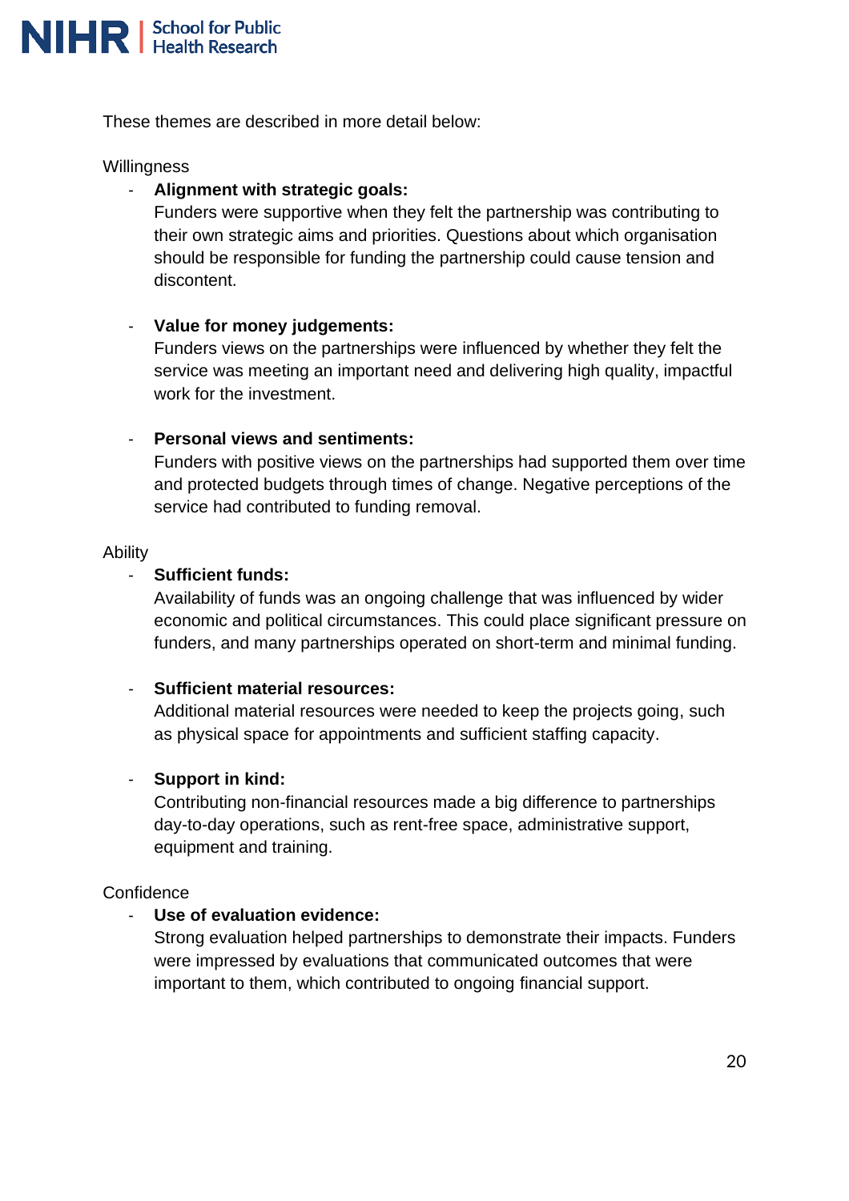These themes are described in more detail below:

Willingness

- **Alignment with strategic goals:**
  Funders were supportive when they felt the partnership was contributing to their own strategic aims and priorities. Questions about which organisation should be responsible for funding the partnership could cause tension and discontent.

- **Value for money judgements:**
  Funders views on the partnerships were influenced by whether they felt the service was meeting an important need and delivering high quality, impactful work for the investment.

- **Personal views and sentiments:**
  Funders with positive views on the partnerships had supported them over time and protected budgets through times of change. Negative perceptions of the service had contributed to funding removal.

Ability

- **Sufficient funds:**
  Availability of funds was an ongoing challenge that was influenced by wider economic and political circumstances. This could place significant pressure on funders, and many partnerships operated on short-term and minimal funding.

- **Sufficient material resources:**
  Additional material resources were needed to keep the projects going, such as physical space for appointments and sufficient staffing capacity.

- **Support in kind:**
  Contributing non-financial resources made a big difference to partnerships day-to-day operations, such as rent-free space, administrative support, equipment and training.

Confidence

- **Use of evaluation evidence:**
  Strong evaluation helped partnerships to demonstrate their impacts. Funders were impressed by evaluations that communicated outcomes that were important to them, which contributed to ongoing financial support.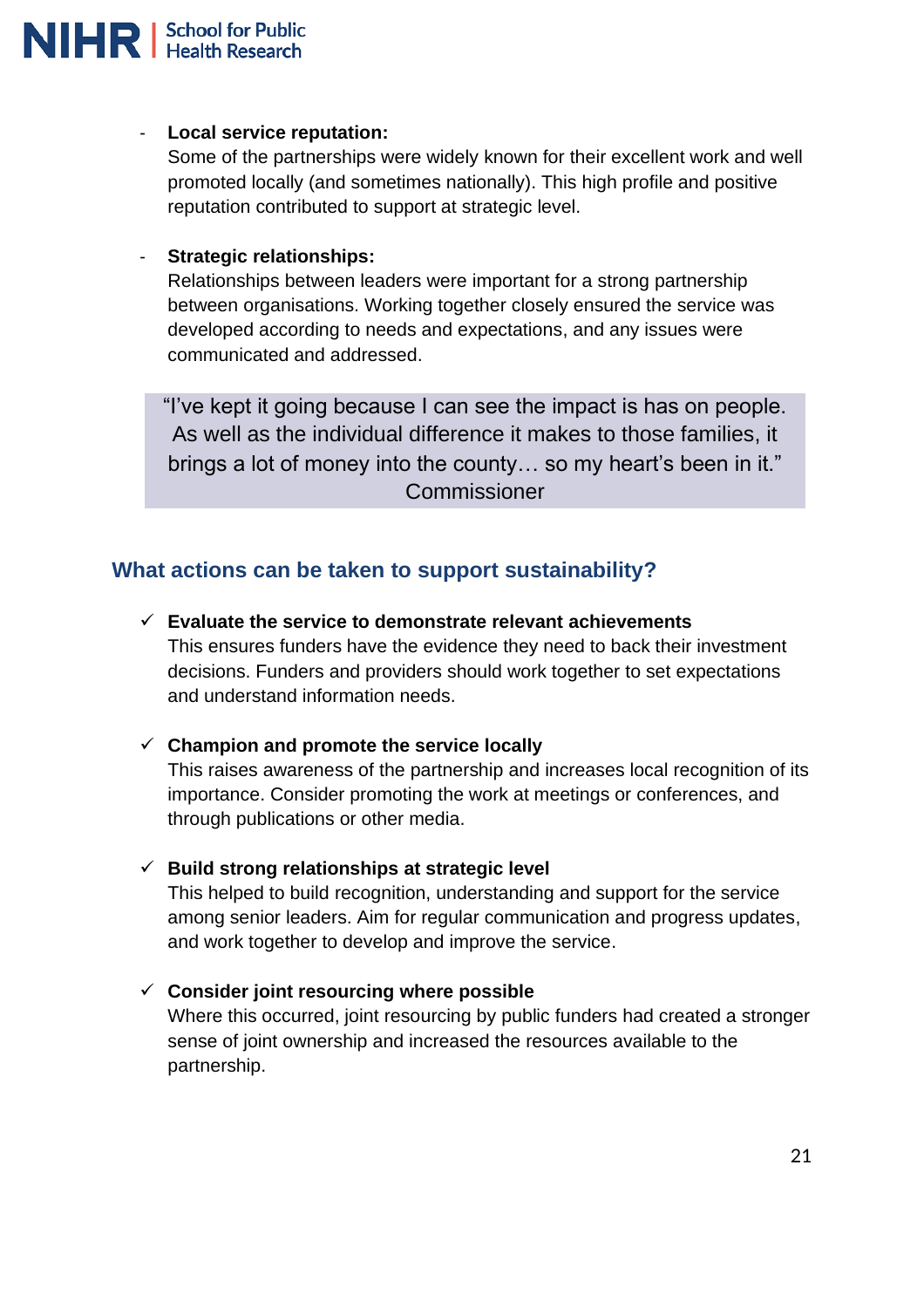- **Local service reputation:**
  Some of the partnerships were widely known for their excellent work and well promoted locally (and sometimes nationally). This high profile and positive reputation contributed to support at strategic level.

- **Strategic relationships:**
  Relationships between leaders were important for a strong partnership between organisations. Working together closely ensured the service was developed according to needs and expectations, and any issues were communicated and addressed.

> "I've kept it going because I can see the impact is has on people. As well as the individual difference it makes to those families, it brings a lot of money into the county… so my heart's been in it."
> Commissioner

## What actions can be taken to support sustainability?

✓ **Evaluate the service to demonstrate relevant achievements**
This ensures funders have the evidence they need to back their investment decisions. Funders and providers should work together to set expectations and understand information needs.

✓ **Champion and promote the service locally**
This raises awareness of the partnership and increases local recognition of its importance. Consider promoting the work at meetings or conferences, and through publications or other media.

✓ **Build strong relationships at strategic level**
This helped to build recognition, understanding and support for the service among senior leaders. Aim for regular communication and progress updates, and work together to develop and improve the service.

✓ **Consider joint resourcing where possible**
Where this occurred, joint resourcing by public funders had created a stronger sense of joint ownership and increased the resources available to the partnership.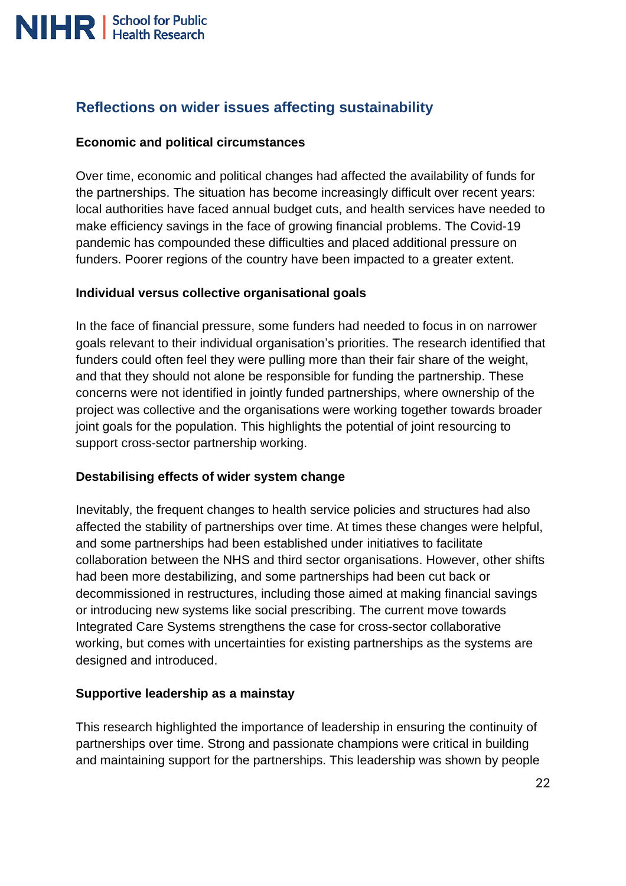## Reflections on wider issues affecting sustainability

### Economic and political circumstances

Over time, economic and political changes had affected the availability of funds for the partnerships. The situation has become increasingly difficult over recent years: local authorities have faced annual budget cuts, and health services have needed to make efficiency savings in the face of growing financial problems. The Covid-19 pandemic has compounded these difficulties and placed additional pressure on funders. Poorer regions of the country have been impacted to a greater extent.

### Individual versus collective organisational goals

In the face of financial pressure, some funders had needed to focus in on narrower goals relevant to their individual organisation's priorities. The research identified that funders could often feel they were pulling more than their fair share of the weight, and that they should not alone be responsible for funding the partnership. These concerns were not identified in jointly funded partnerships, where ownership of the project was collective and the organisations were working together towards broader joint goals for the population. This highlights the potential of joint resourcing to support cross-sector partnership working.

### Destabilising effects of wider system change

Inevitably, the frequent changes to health service policies and structures had also affected the stability of partnerships over time. At times these changes were helpful, and some partnerships had been established under initiatives to facilitate collaboration between the NHS and third sector organisations. However, other shifts had been more destabilizing, and some partnerships had been cut back or decommissioned in restructures, including those aimed at making financial savings or introducing new systems like social prescribing. The current move towards Integrated Care Systems strengthens the case for cross-sector collaborative working, but comes with uncertainties for existing partnerships as the systems are designed and introduced.

### Supportive leadership as a mainstay

This research highlighted the importance of leadership in ensuring the continuity of partnerships over time. Strong and passionate champions were critical in building and maintaining support for the partnerships. This leadership was shown by people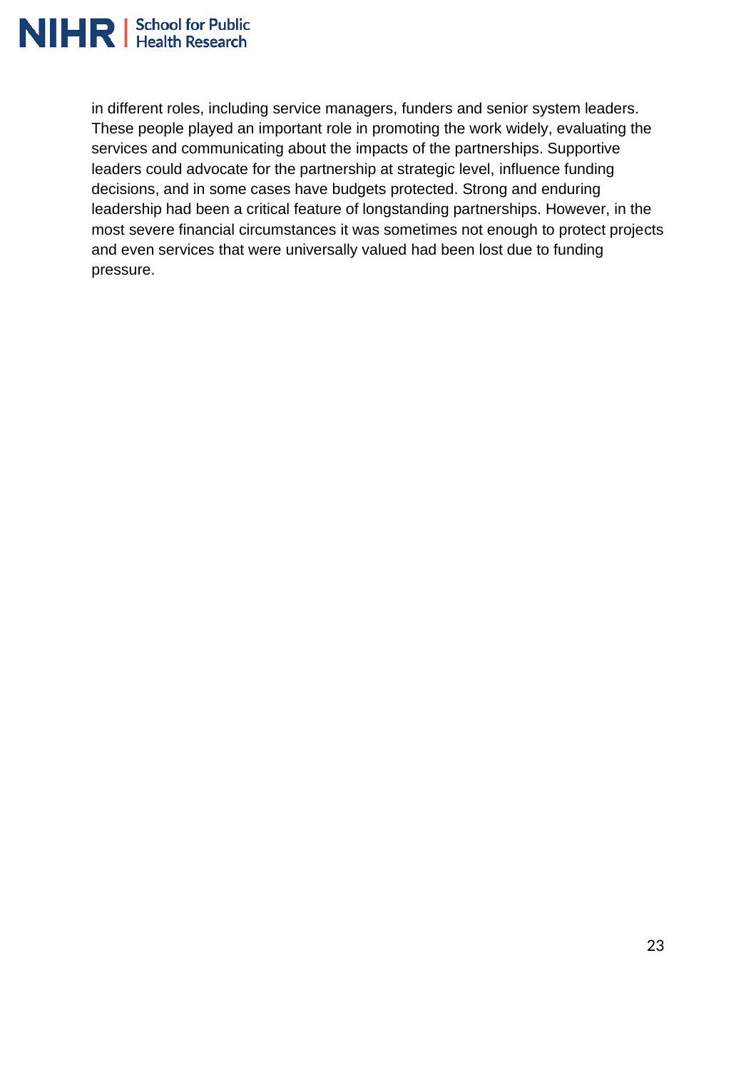in different roles, including service managers, funders and senior system leaders. These people played an important role in promoting the work widely, evaluating the services and communicating about the impacts of the partnerships. Supportive leaders could advocate for the partnership at strategic level, influence funding decisions, and in some cases have budgets protected. Strong and enduring leadership had been a critical feature of longstanding partnerships. However, in the most severe financial circumstances it was sometimes not enough to protect projects and even services that were universally valued had been lost due to funding pressure.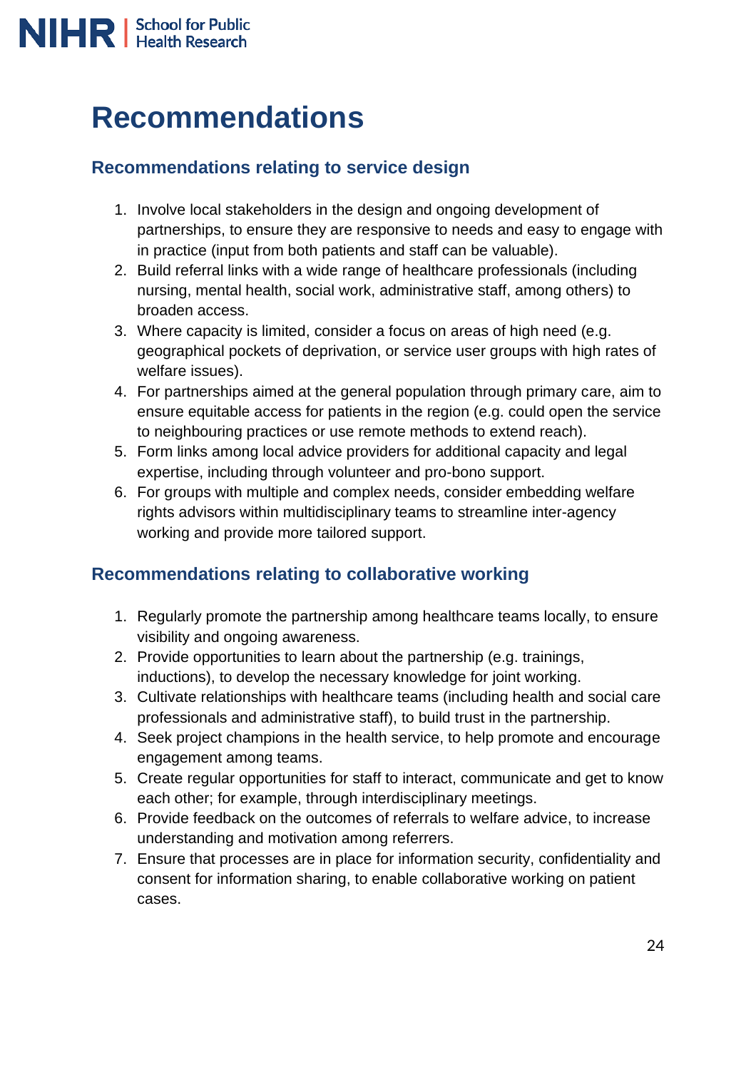# Recommendations

## Recommendations relating to service design

1. Involve local stakeholders in the design and ongoing development of partnerships, to ensure they are responsive to needs and easy to engage with in practice (input from both patients and staff can be valuable).
2. Build referral links with a wide range of healthcare professionals (including nursing, mental health, social work, administrative staff, among others) to broaden access.
3. Where capacity is limited, consider a focus on areas of high need (e.g. geographical pockets of deprivation, or service user groups with high rates of welfare issues).
4. For partnerships aimed at the general population through primary care, aim to ensure equitable access for patients in the region (e.g. could open the service to neighbouring practices or use remote methods to extend reach).
5. Form links among local advice providers for additional capacity and legal expertise, including through volunteer and pro-bono support.
6. For groups with multiple and complex needs, consider embedding welfare rights advisors within multidisciplinary teams to streamline inter-agency working and provide more tailored support.

## Recommendations relating to collaborative working

1. Regularly promote the partnership among healthcare teams locally, to ensure visibility and ongoing awareness.
2. Provide opportunities to learn about the partnership (e.g. trainings, inductions), to develop the necessary knowledge for joint working.
3. Cultivate relationships with healthcare teams (including health and social care professionals and administrative staff), to build trust in the partnership.
4. Seek project champions in the health service, to help promote and encourage engagement among teams.
5. Create regular opportunities for staff to interact, communicate and get to know each other; for example, through interdisciplinary meetings.
6. Provide feedback on the outcomes of referrals to welfare advice, to increase understanding and motivation among referrers.
7. Ensure that processes are in place for information security, confidentiality and consent for information sharing, to enable collaborative working on patient cases.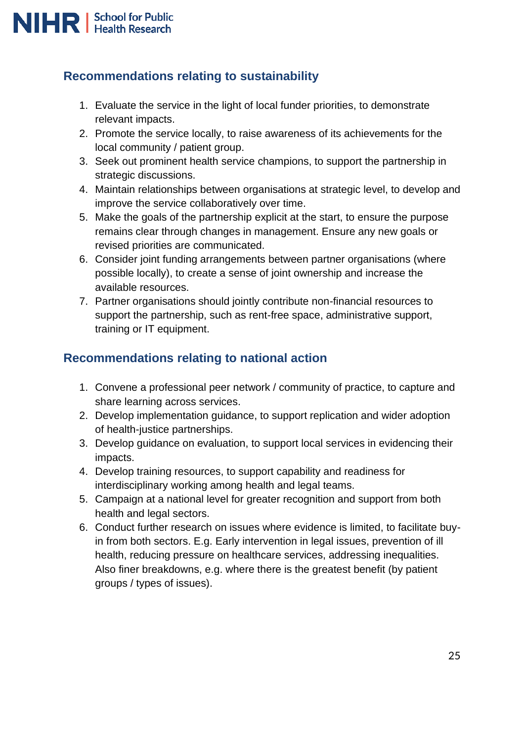## Recommendations relating to sustainability

1. Evaluate the service in the light of local funder priorities, to demonstrate relevant impacts.
2. Promote the service locally, to raise awareness of its achievements for the local community / patient group.
3. Seek out prominent health service champions, to support the partnership in strategic discussions.
4. Maintain relationships between organisations at strategic level, to develop and improve the service collaboratively over time.
5. Make the goals of the partnership explicit at the start, to ensure the purpose remains clear through changes in management. Ensure any new goals or revised priorities are communicated.
6. Consider joint funding arrangements between partner organisations (where possible locally), to create a sense of joint ownership and increase the available resources.
7. Partner organisations should jointly contribute non-financial resources to support the partnership, such as rent-free space, administrative support, training or IT equipment.

## Recommendations relating to national action

1. Convene a professional peer network / community of practice, to capture and share learning across services.
2. Develop implementation guidance, to support replication and wider adoption of health-justice partnerships.
3. Develop guidance on evaluation, to support local services in evidencing their impacts.
4. Develop training resources, to support capability and readiness for interdisciplinary working among health and legal teams.
5. Campaign at a national level for greater recognition and support from both health and legal sectors.
6. Conduct further research on issues where evidence is limited, to facilitate buy-in from both sectors. E.g. Early intervention in legal issues, prevention of ill health, reducing pressure on healthcare services, addressing inequalities. Also finer breakdowns, e.g. where there is the greatest benefit (by patient groups / types of issues).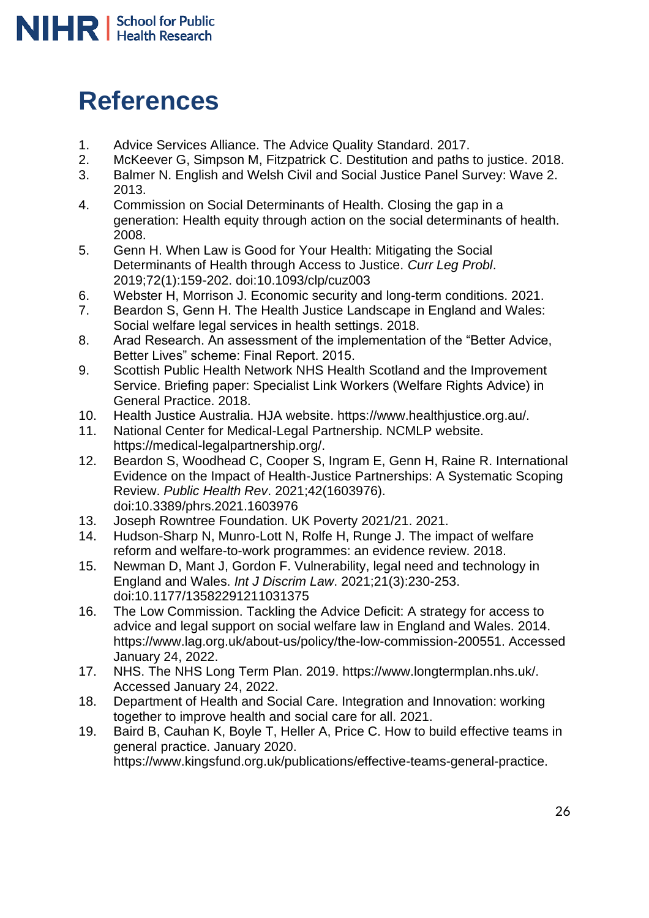# References

1. Advice Services Alliance. The Advice Quality Standard. 2017.
2. McKeever G, Simpson M, Fitzpatrick C. Destitution and paths to justice. 2018.
3. Balmer N. English and Welsh Civil and Social Justice Panel Survey: Wave 2. 2013.
4. Commission on Social Determinants of Health. Closing the gap in a generation: Health equity through action on the social determinants of health. 2008.
5. Genn H. When Law is Good for Your Health: Mitigating the Social Determinants of Health through Access to Justice. *Curr Leg Probl*. 2019;72(1):159-202. doi:10.1093/clp/cuz003
6. Webster H, Morrison J. Economic security and long-term conditions. 2021.
7. Beardon S, Genn H. The Health Justice Landscape in England and Wales: Social welfare legal services in health settings. 2018.
8. Arad Research. An assessment of the implementation of the "Better Advice, Better Lives" scheme: Final Report. 2015.
9. Scottish Public Health Network NHS Health Scotland and the Improvement Service. Briefing paper: Specialist Link Workers (Welfare Rights Advice) in General Practice. 2018.
10. Health Justice Australia. HJA website. https://www.healthjustice.org.au/.
11. National Center for Medical-Legal Partnership. NCMLP website. https://medical-legalpartnership.org/.
12. Beardon S, Woodhead C, Cooper S, Ingram E, Genn H, Raine R. International Evidence on the Impact of Health-Justice Partnerships: A Systematic Scoping Review. *Public Health Rev*. 2021;42(1603976). doi:10.3389/phrs.2021.1603976
13. Joseph Rowntree Foundation. UK Poverty 2021/21. 2021.
14. Hudson-Sharp N, Munro-Lott N, Rolfe H, Runge J. The impact of welfare reform and welfare-to-work programmes: an evidence review. 2018.
15. Newman D, Mant J, Gordon F. Vulnerability, legal need and technology in England and Wales. *Int J Discrim Law*. 2021;21(3):230-253. doi:10.1177/13582291211031375
16. The Low Commission. Tackling the Advice Deficit: A strategy for access to advice and legal support on social welfare law in England and Wales. 2014. https://www.lag.org.uk/about-us/policy/the-low-commission-200551. Accessed January 24, 2022.
17. NHS. The NHS Long Term Plan. 2019. https://www.longtermplan.nhs.uk/. Accessed January 24, 2022.
18. Department of Health and Social Care. Integration and Innovation: working together to improve health and social care for all. 2021.
19. Baird B, Cauhan K, Boyle T, Heller A, Price C. How to build effective teams in general practice. January 2020. https://www.kingsfund.org.uk/publications/effective-teams-general-practice.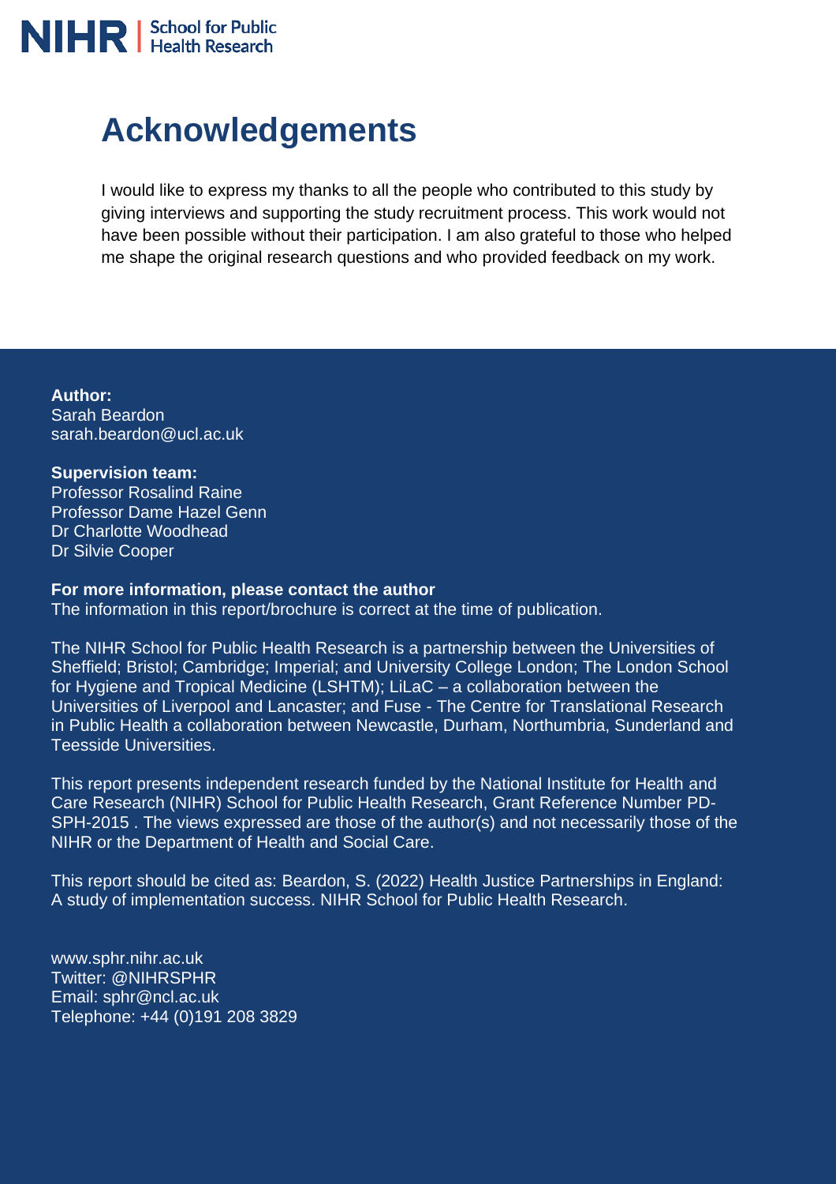# Acknowledgements

I would like to express my thanks to all the people who contributed to this study by giving interviews and supporting the study recruitment process. This work would not have been possible without their participation. I am also grateful to those who helped me shape the original research questions and who provided feedback on my work.

**Author:**
Sarah Beardon
sarah.beardon@ucl.ac.uk

**Supervision team:**
Professor Rosalind Raine
Professor Dame Hazel Genn
Dr Charlotte Woodhead
Dr Silvie Cooper

**For more information, please contact the author**
The information in this report/brochure is correct at the time of publication.

The NIHR School for Public Health Research is a partnership between the Universities of Sheffield; Bristol; Cambridge; Imperial; and University College London; The London School for Hygiene and Tropical Medicine (LSHTM); LiLaC – a collaboration between the Universities of Liverpool and Lancaster; and Fuse - The Centre for Translational Research in Public Health a collaboration between Newcastle, Durham, Northumbria, Sunderland and Teesside Universities.

This report presents independent research funded by the National Institute for Health and Care Research (NIHR) School for Public Health Research, Grant Reference Number PD-SPH-2015 . The views expressed are those of the author(s) and not necessarily those of the NIHR or the Department of Health and Social Care.

This report should be cited as: Beardon, S. (2022) Health Justice Partnerships in England: A study of implementation success. NIHR School for Public Health Research.

www.sphr.nihr.ac.uk
Twitter: @NIHRSPHR
Email: sphr@ncl.ac.uk
Telephone: +44 (0)191 208 3829